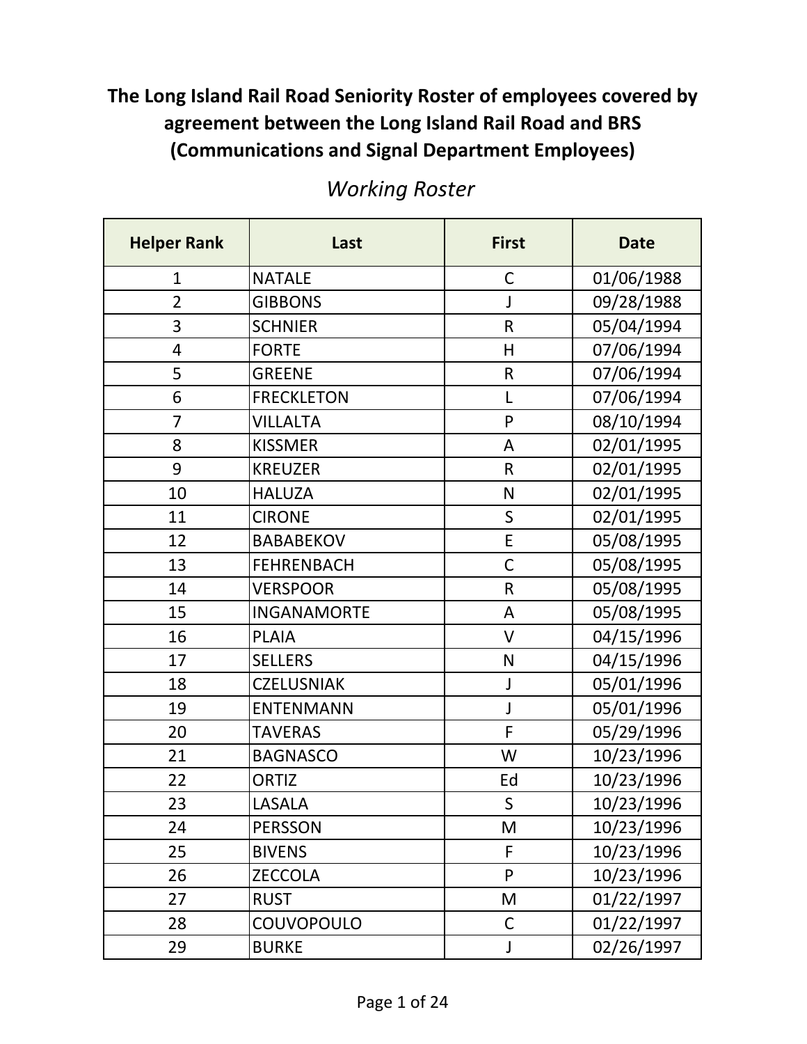# The Long Island Rail Road Seniority Roster of employees covered by agreement between the Long Island Rail Road and BRS (Communications and Signal Department Employees)

## *Working Roster*

| Helper Rank | Last | First | Date |
|---|---|---|---|
| 1 | NATALE | C | 01/06/1988 |
| 2 | GIBBONS | J | 09/28/1988 |
| 3 | SCHNIER | R | 05/04/1994 |
| 4 | FORTE | H | 07/06/1994 |
| 5 | GREENE | R | 07/06/1994 |
| 6 | FRECKLETON | L | 07/06/1994 |
| 7 | VILLALTA | P | 08/10/1994 |
| 8 | KISSMER | A | 02/01/1995 |
| 9 | KREUZER | R | 02/01/1995 |
| 10 | HALUZA | N | 02/01/1995 |
| 11 | CIRONE | S | 02/01/1995 |
| 12 | BABABEKOV | E | 05/08/1995 |
| 13 | FEHRENBACH | C | 05/08/1995 |
| 14 | VERSPOOR | R | 05/08/1995 |
| 15 | INGANAMORTE | A | 05/08/1995 |
| 16 | PLAIA | V | 04/15/1996 |
| 17 | SELLERS | N | 04/15/1996 |
| 18 | CZELUSNIAK | J | 05/01/1996 |
| 19 | ENTENMANN | J | 05/01/1996 |
| 20 | TAVERAS | F | 05/29/1996 |
| 21 | BAGNASCO | W | 10/23/1996 |
| 22 | ORTIZ | Ed | 10/23/1996 |
| 23 | LASALA | S | 10/23/1996 |
| 24 | PERSSON | M | 10/23/1996 |
| 25 | BIVENS | F | 10/23/1996 |
| 26 | ZECCOLA | P | 10/23/1996 |
| 27 | RUST | M | 01/22/1997 |
| 28 | COUVOPOULO | C | 01/22/1997 |
| 29 | BURKE | J | 02/26/1997 |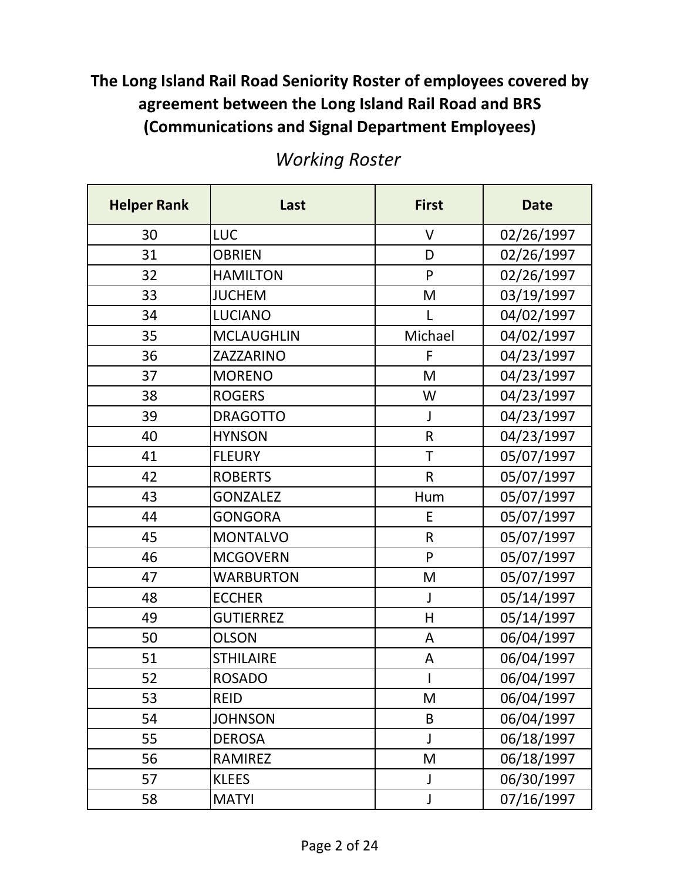**The Long Island Rail Road Seniority Roster of employees covered by agreement between the Long Island Rail Road and BRS (Communications and Signal Department Employees)**

*Working Roster*

| Helper Rank | Last | First | Date |
|---|---|---|---|
| 30 | LUC | V | 02/26/1997 |
| 31 | OBRIEN | D | 02/26/1997 |
| 32 | HAMILTON | P | 02/26/1997 |
| 33 | JUCHEM | M | 03/19/1997 |
| 34 | LUCIANO | L | 04/02/1997 |
| 35 | MCLAUGHLIN | Michael | 04/02/1997 |
| 36 | ZAZZARINO | F | 04/23/1997 |
| 37 | MORENO | M | 04/23/1997 |
| 38 | ROGERS | W | 04/23/1997 |
| 39 | DRAGOTTO | J | 04/23/1997 |
| 40 | HYNSON | R | 04/23/1997 |
| 41 | FLEURY | T | 05/07/1997 |
| 42 | ROBERTS | R | 05/07/1997 |
| 43 | GONZALEZ | Hum | 05/07/1997 |
| 44 | GONGORA | E | 05/07/1997 |
| 45 | MONTALVO | R | 05/07/1997 |
| 46 | MCGOVERN | P | 05/07/1997 |
| 47 | WARBURTON | M | 05/07/1997 |
| 48 | ECCHER | J | 05/14/1997 |
| 49 | GUTIERREZ | H | 05/14/1997 |
| 50 | OLSON | A | 06/04/1997 |
| 51 | STHILAIRE | A | 06/04/1997 |
| 52 | ROSADO | I | 06/04/1997 |
| 53 | REID | M | 06/04/1997 |
| 54 | JOHNSON | B | 06/04/1997 |
| 55 | DEROSA | J | 06/18/1997 |
| 56 | RAMIREZ | M | 06/18/1997 |
| 57 | KLEES | J | 06/30/1997 |
| 58 | MATYI | J | 07/16/1997 |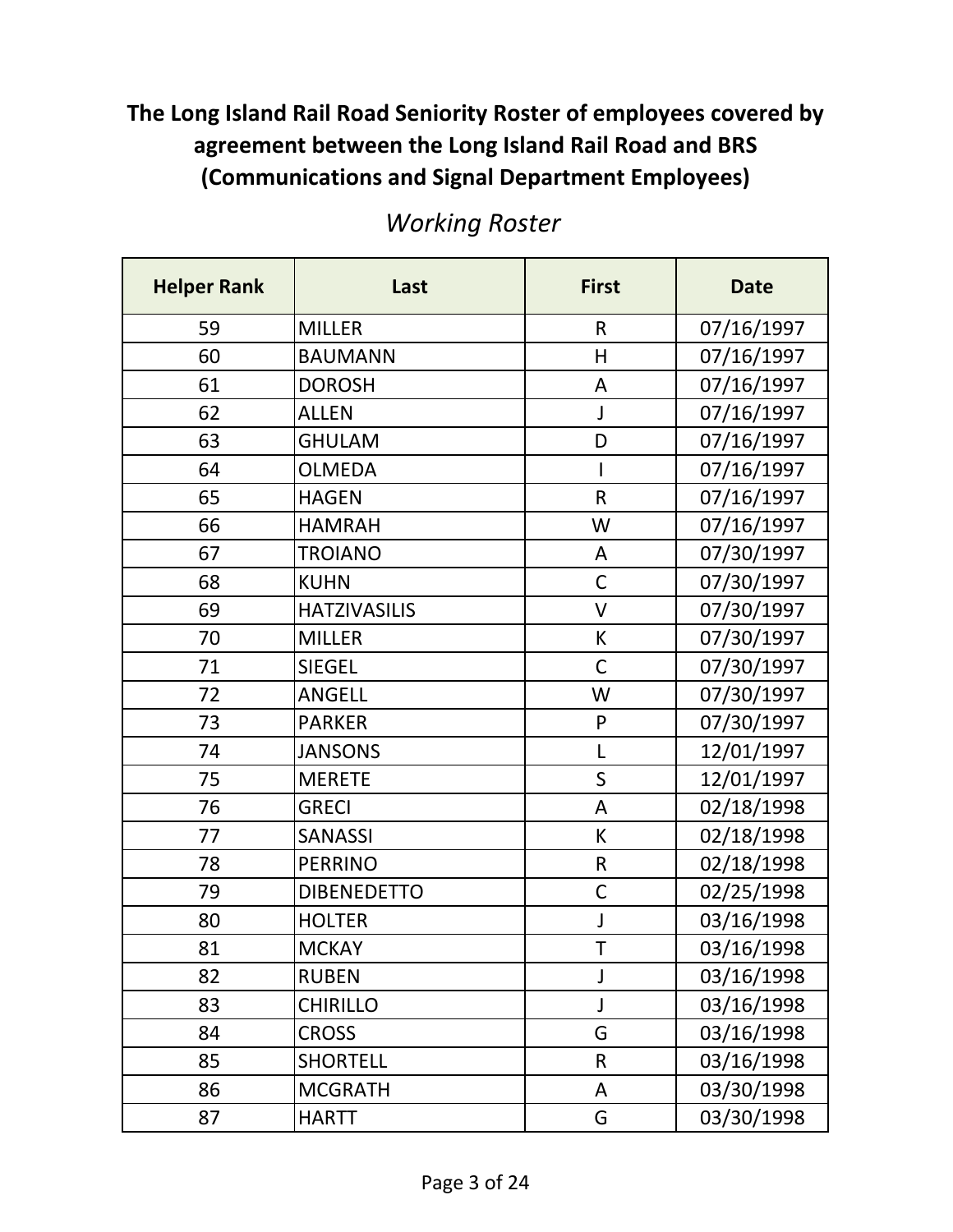**The Long Island Rail Road Seniority Roster of employees covered by agreement between the Long Island Rail Road and BRS (Communications and Signal Department Employees)**

*Working Roster*

| Helper Rank | Last | First | Date |
|---|---|---|---|
| 59 | MILLER | R | 07/16/1997 |
| 60 | BAUMANN | H | 07/16/1997 |
| 61 | DOROSH | A | 07/16/1997 |
| 62 | ALLEN | J | 07/16/1997 |
| 63 | GHULAM | D | 07/16/1997 |
| 64 | OLMEDA | I | 07/16/1997 |
| 65 | HAGEN | R | 07/16/1997 |
| 66 | HAMRAH | W | 07/16/1997 |
| 67 | TROIANO | A | 07/30/1997 |
| 68 | KUHN | C | 07/30/1997 |
| 69 | HATZIVASILIS | V | 07/30/1997 |
| 70 | MILLER | K | 07/30/1997 |
| 71 | SIEGEL | C | 07/30/1997 |
| 72 | ANGELL | W | 07/30/1997 |
| 73 | PARKER | P | 07/30/1997 |
| 74 | JANSONS | L | 12/01/1997 |
| 75 | MERETE | S | 12/01/1997 |
| 76 | GRECI | A | 02/18/1998 |
| 77 | SANASSI | K | 02/18/1998 |
| 78 | PERRINO | R | 02/18/1998 |
| 79 | DIBENEDETTO | C | 02/25/1998 |
| 80 | HOLTER | J | 03/16/1998 |
| 81 | MCKAY | T | 03/16/1998 |
| 82 | RUBEN | J | 03/16/1998 |
| 83 | CHIRILLO | J | 03/16/1998 |
| 84 | CROSS | G | 03/16/1998 |
| 85 | SHORTELL | R | 03/16/1998 |
| 86 | MCGRATH | A | 03/30/1998 |
| 87 | HARTT | G | 03/30/1998 |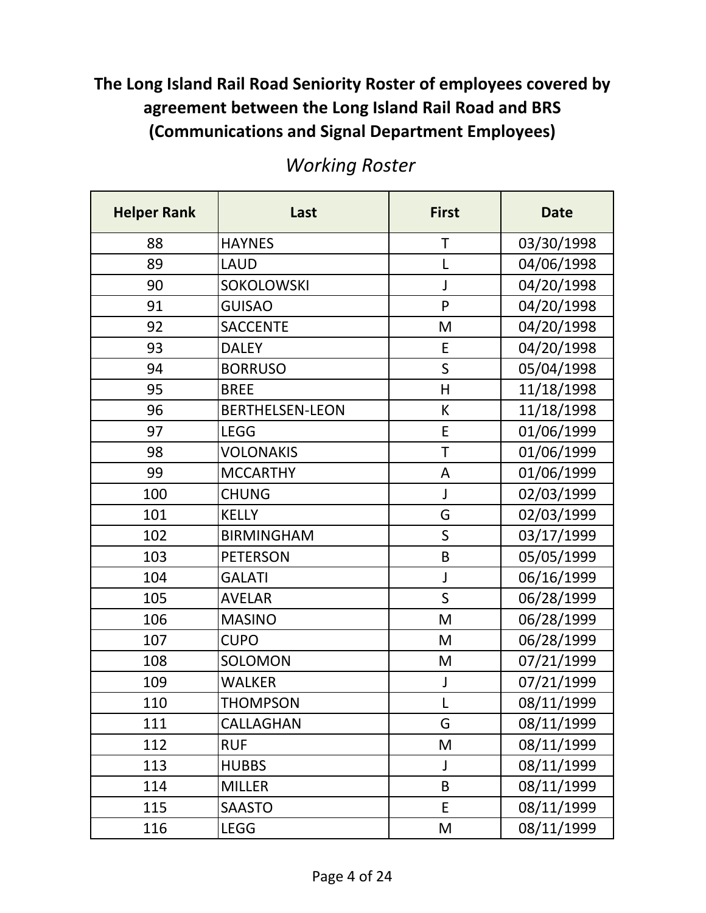# The Long Island Rail Road Seniority Roster of employees covered by agreement between the Long Island Rail Road and BRS (Communications and Signal Department Employees)

## *Working Roster*

| Helper Rank | Last | First | Date |
|---|---|---|---|
| 88 | HAYNES | T | 03/30/1998 |
| 89 | LAUD | L | 04/06/1998 |
| 90 | SOKOLOWSKI | J | 04/20/1998 |
| 91 | GUISAO | P | 04/20/1998 |
| 92 | SACCENTE | M | 04/20/1998 |
| 93 | DALEY | E | 04/20/1998 |
| 94 | BORRUSO | S | 05/04/1998 |
| 95 | BREE | H | 11/18/1998 |
| 96 | BERTHELSEN-LEON | K | 11/18/1998 |
| 97 | LEGG | E | 01/06/1999 |
| 98 | VOLONAKIS | T | 01/06/1999 |
| 99 | MCCARTHY | A | 01/06/1999 |
| 100 | CHUNG | J | 02/03/1999 |
| 101 | KELLY | G | 02/03/1999 |
| 102 | BIRMINGHAM | S | 03/17/1999 |
| 103 | PETERSON | B | 05/05/1999 |
| 104 | GALATI | J | 06/16/1999 |
| 105 | AVELAR | S | 06/28/1999 |
| 106 | MASINO | M | 06/28/1999 |
| 107 | CUPO | M | 06/28/1999 |
| 108 | SOLOMON | M | 07/21/1999 |
| 109 | WALKER | J | 07/21/1999 |
| 110 | THOMPSON | L | 08/11/1999 |
| 111 | CALLAGHAN | G | 08/11/1999 |
| 112 | RUF | M | 08/11/1999 |
| 113 | HUBBS | J | 08/11/1999 |
| 114 | MILLER | B | 08/11/1999 |
| 115 | SAASTO | E | 08/11/1999 |
| 116 | LEGG | M | 08/11/1999 |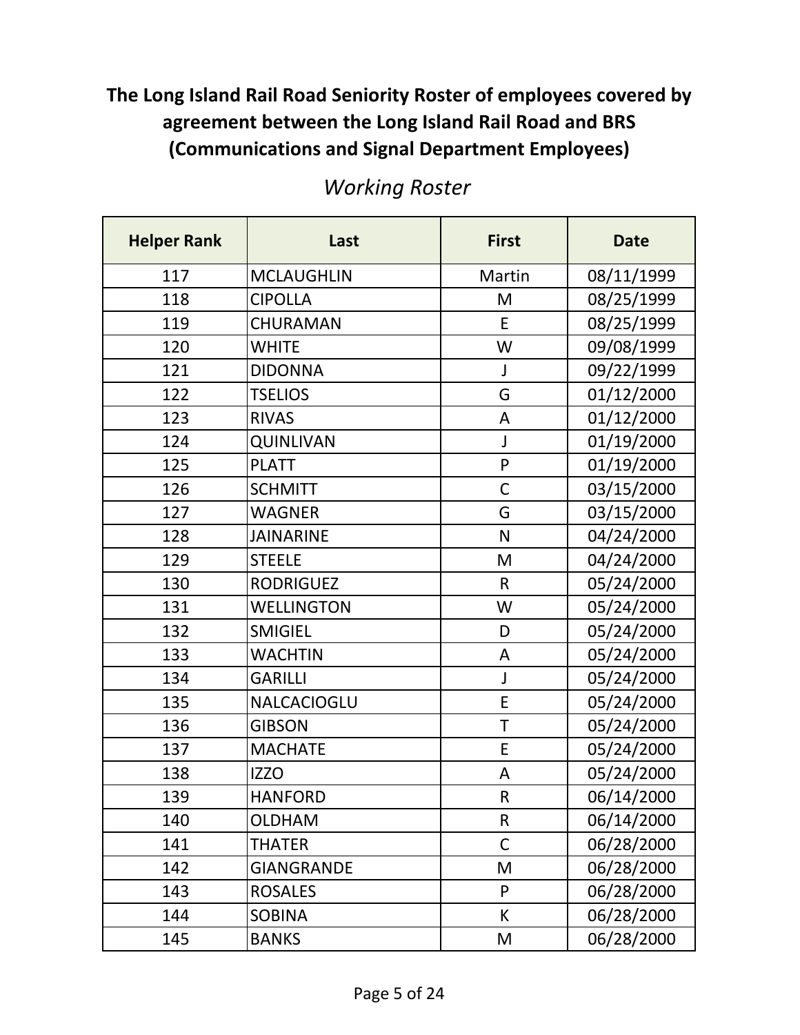**The Long Island Rail Road Seniority Roster of employees covered by agreement between the Long Island Rail Road and BRS (Communications and Signal Department Employees)**

*Working Roster*

| Helper Rank | Last | First | Date |
|---|---|---|---|
| 117 | MCLAUGHLIN | Martin | 08/11/1999 |
| 118 | CIPOLLA | M | 08/25/1999 |
| 119 | CHURAMAN | E | 08/25/1999 |
| 120 | WHITE | W | 09/08/1999 |
| 121 | DIDONNA | J | 09/22/1999 |
| 122 | TSELIOS | G | 01/12/2000 |
| 123 | RIVAS | A | 01/12/2000 |
| 124 | QUINLIVAN | J | 01/19/2000 |
| 125 | PLATT | P | 01/19/2000 |
| 126 | SCHMITT | C | 03/15/2000 |
| 127 | WAGNER | G | 03/15/2000 |
| 128 | JAINARINE | N | 04/24/2000 |
| 129 | STEELE | M | 04/24/2000 |
| 130 | RODRIGUEZ | R | 05/24/2000 |
| 131 | WELLINGTON | W | 05/24/2000 |
| 132 | SMIGIEL | D | 05/24/2000 |
| 133 | WACHTIN | A | 05/24/2000 |
| 134 | GARILLI | J | 05/24/2000 |
| 135 | NALCACIOGLU | E | 05/24/2000 |
| 136 | GIBSON | T | 05/24/2000 |
| 137 | MACHATE | E | 05/24/2000 |
| 138 | IZZO | A | 05/24/2000 |
| 139 | HANFORD | R | 06/14/2000 |
| 140 | OLDHAM | R | 06/14/2000 |
| 141 | THATER | C | 06/28/2000 |
| 142 | GIANGRANDE | M | 06/28/2000 |
| 143 | ROSALES | P | 06/28/2000 |
| 144 | SOBINA | K | 06/28/2000 |
| 145 | BANKS | M | 06/28/2000 |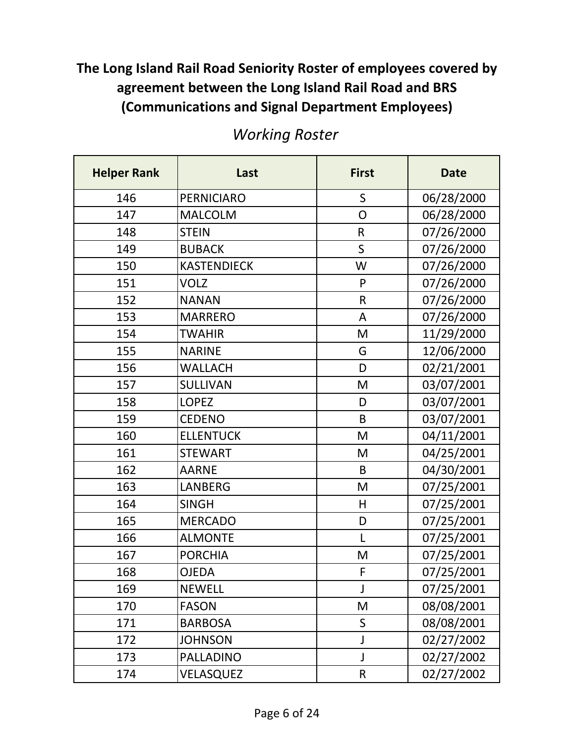# The Long Island Rail Road Seniority Roster of employees covered by agreement between the Long Island Rail Road and BRS (Communications and Signal Department Employees)

*Working Roster*

| Helper Rank | Last | First | Date |
|---|---|---|---|
| 146 | PERNICIARO | S | 06/28/2000 |
| 147 | MALCOLM | O | 06/28/2000 |
| 148 | STEIN | R | 07/26/2000 |
| 149 | BUBACK | S | 07/26/2000 |
| 150 | KASTENDIECK | W | 07/26/2000 |
| 151 | VOLZ | P | 07/26/2000 |
| 152 | NANAN | R | 07/26/2000 |
| 153 | MARRERO | A | 07/26/2000 |
| 154 | TWAHIR | M | 11/29/2000 |
| 155 | NARINE | G | 12/06/2000 |
| 156 | WALLACH | D | 02/21/2001 |
| 157 | SULLIVAN | M | 03/07/2001 |
| 158 | LOPEZ | D | 03/07/2001 |
| 159 | CEDENO | B | 03/07/2001 |
| 160 | ELLENTUCK | M | 04/11/2001 |
| 161 | STEWART | M | 04/25/2001 |
| 162 | AARNE | B | 04/30/2001 |
| 163 | LANBERG | M | 07/25/2001 |
| 164 | SINGH | H | 07/25/2001 |
| 165 | MERCADO | D | 07/25/2001 |
| 166 | ALMONTE | L | 07/25/2001 |
| 167 | PORCHIA | M | 07/25/2001 |
| 168 | OJEDA | F | 07/25/2001 |
| 169 | NEWELL | J | 07/25/2001 |
| 170 | FASON | M | 08/08/2001 |
| 171 | BARBOSA | S | 08/08/2001 |
| 172 | JOHNSON | J | 02/27/2002 |
| 173 | PALLADINO | J | 02/27/2002 |
| 174 | VELASQUEZ | R | 02/27/2002 |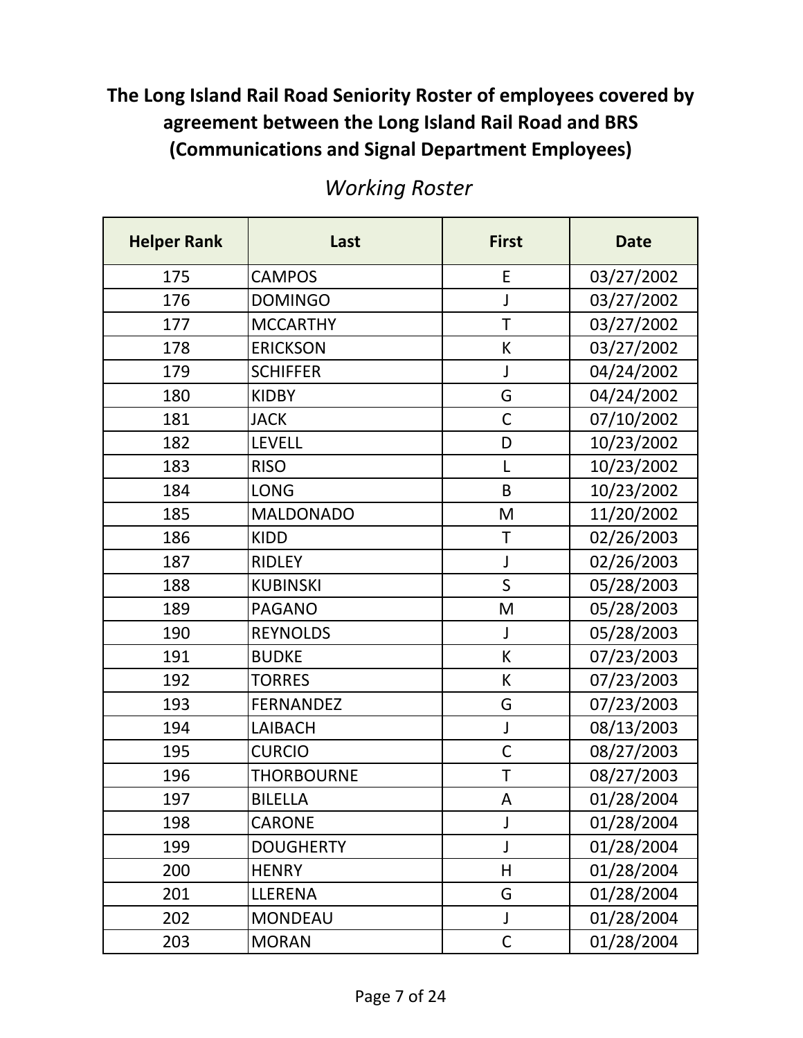# The Long Island Rail Road Seniority Roster of employees covered by agreement between the Long Island Rail Road and BRS (Communications and Signal Department Employees)

## *Working Roster*

| Helper Rank | Last | First | Date |
|---|---|---|---|
| 175 | CAMPOS | E | 03/27/2002 |
| 176 | DOMINGO | J | 03/27/2002 |
| 177 | MCCARTHY | T | 03/27/2002 |
| 178 | ERICKSON | K | 03/27/2002 |
| 179 | SCHIFFER | J | 04/24/2002 |
| 180 | KIDBY | G | 04/24/2002 |
| 181 | JACK | C | 07/10/2002 |
| 182 | LEVELL | D | 10/23/2002 |
| 183 | RISO | L | 10/23/2002 |
| 184 | LONG | B | 10/23/2002 |
| 185 | MALDONADO | M | 11/20/2002 |
| 186 | KIDD | T | 02/26/2003 |
| 187 | RIDLEY | J | 02/26/2003 |
| 188 | KUBINSKI | S | 05/28/2003 |
| 189 | PAGANO | M | 05/28/2003 |
| 190 | REYNOLDS | J | 05/28/2003 |
| 191 | BUDKE | K | 07/23/2003 |
| 192 | TORRES | K | 07/23/2003 |
| 193 | FERNANDEZ | G | 07/23/2003 |
| 194 | LAIBACH | J | 08/13/2003 |
| 195 | CURCIO | C | 08/27/2003 |
| 196 | THORBOURNE | T | 08/27/2003 |
| 197 | BILELLA | A | 01/28/2004 |
| 198 | CARONE | J | 01/28/2004 |
| 199 | DOUGHERTY | J | 01/28/2004 |
| 200 | HENRY | H | 01/28/2004 |
| 201 | LLERENA | G | 01/28/2004 |
| 202 | MONDEAU | J | 01/28/2004 |
| 203 | MORAN | C | 01/28/2004 |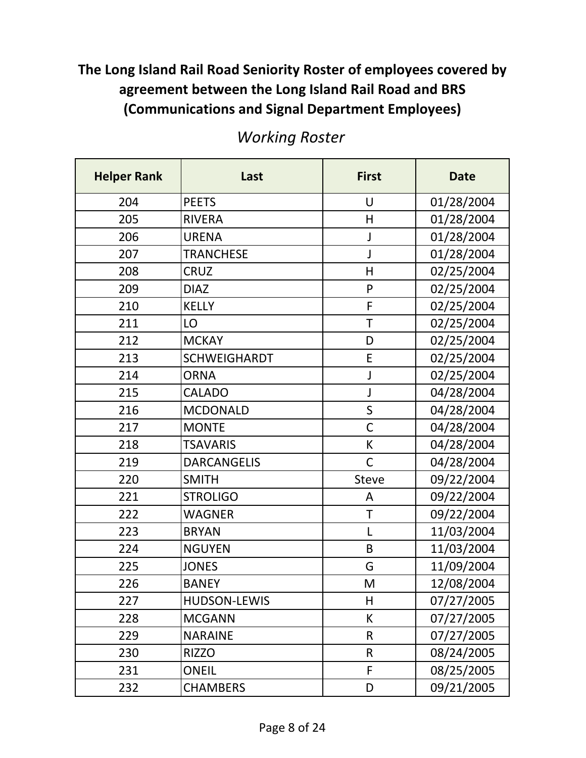**The Long Island Rail Road Seniority Roster of employees covered by agreement between the Long Island Rail Road and BRS (Communications and Signal Department Employees)**

*Working Roster*

| Helper Rank | Last | First | Date |
|---|---|---|---|
| 204 | PEETS | U | 01/28/2004 |
| 205 | RIVERA | H | 01/28/2004 |
| 206 | URENA | J | 01/28/2004 |
| 207 | TRANCHESE | J | 01/28/2004 |
| 208 | CRUZ | H | 02/25/2004 |
| 209 | DIAZ | P | 02/25/2004 |
| 210 | KELLY | F | 02/25/2004 |
| 211 | LO | T | 02/25/2004 |
| 212 | MCKAY | D | 02/25/2004 |
| 213 | SCHWEIGHARDT | E | 02/25/2004 |
| 214 | ORNA | J | 02/25/2004 |
| 215 | CALADO | J | 04/28/2004 |
| 216 | MCDONALD | S | 04/28/2004 |
| 217 | MONTE | C | 04/28/2004 |
| 218 | TSAVARIS | K | 04/28/2004 |
| 219 | DARCANGELIS | C | 04/28/2004 |
| 220 | SMITH | Steve | 09/22/2004 |
| 221 | STROLIGO | A | 09/22/2004 |
| 222 | WAGNER | T | 09/22/2004 |
| 223 | BRYAN | L | 11/03/2004 |
| 224 | NGUYEN | B | 11/03/2004 |
| 225 | JONES | G | 11/09/2004 |
| 226 | BANEY | M | 12/08/2004 |
| 227 | HUDSON-LEWIS | H | 07/27/2005 |
| 228 | MCGANN | K | 07/27/2005 |
| 229 | NARAINE | R | 07/27/2005 |
| 230 | RIZZO | R | 08/24/2005 |
| 231 | ONEIL | F | 08/25/2005 |
| 232 | CHAMBERS | D | 09/21/2005 |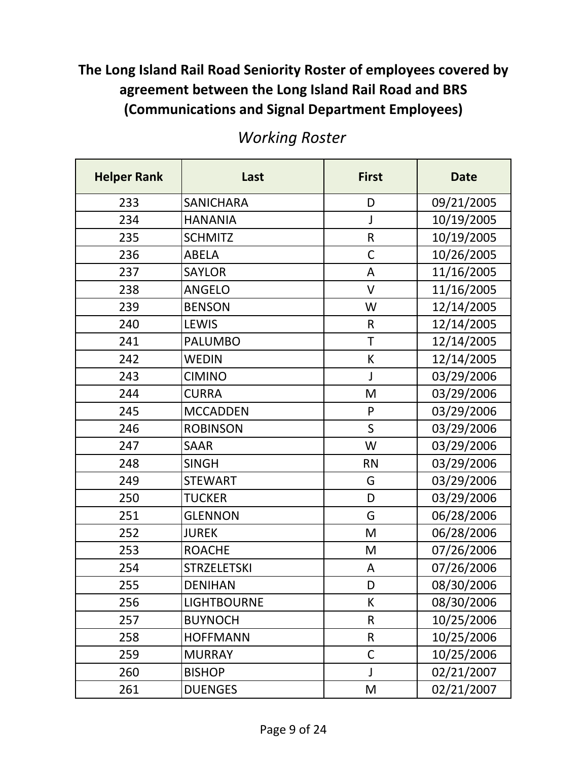# The Long Island Rail Road Seniority Roster of employees covered by agreement between the Long Island Rail Road and BRS (Communications and Signal Department Employees)

*Working Roster*

| Helper Rank | Last | First | Date |
|---|---|---|---|
| 233 | SANICHARA | D | 09/21/2005 |
| 234 | HANANIA | J | 10/19/2005 |
| 235 | SCHMITZ | R | 10/19/2005 |
| 236 | ABELA | C | 10/26/2005 |
| 237 | SAYLOR | A | 11/16/2005 |
| 238 | ANGELO | V | 11/16/2005 |
| 239 | BENSON | W | 12/14/2005 |
| 240 | LEWIS | R | 12/14/2005 |
| 241 | PALUMBO | T | 12/14/2005 |
| 242 | WEDIN | K | 12/14/2005 |
| 243 | CIMINO | J | 03/29/2006 |
| 244 | CURRA | M | 03/29/2006 |
| 245 | MCCADDEN | P | 03/29/2006 |
| 246 | ROBINSON | S | 03/29/2006 |
| 247 | SAAR | W | 03/29/2006 |
| 248 | SINGH | RN | 03/29/2006 |
| 249 | STEWART | G | 03/29/2006 |
| 250 | TUCKER | D | 03/29/2006 |
| 251 | GLENNON | G | 06/28/2006 |
| 252 | JUREK | M | 06/28/2006 |
| 253 | ROACHE | M | 07/26/2006 |
| 254 | STRZELETSKI | A | 07/26/2006 |
| 255 | DENIHAN | D | 08/30/2006 |
| 256 | LIGHTBOURNE | K | 08/30/2006 |
| 257 | BUYNOCH | R | 10/25/2006 |
| 258 | HOFFMANN | R | 10/25/2006 |
| 259 | MURRAY | C | 10/25/2006 |
| 260 | BISHOP | J | 02/21/2007 |
| 261 | DUENGES | M | 02/21/2007 |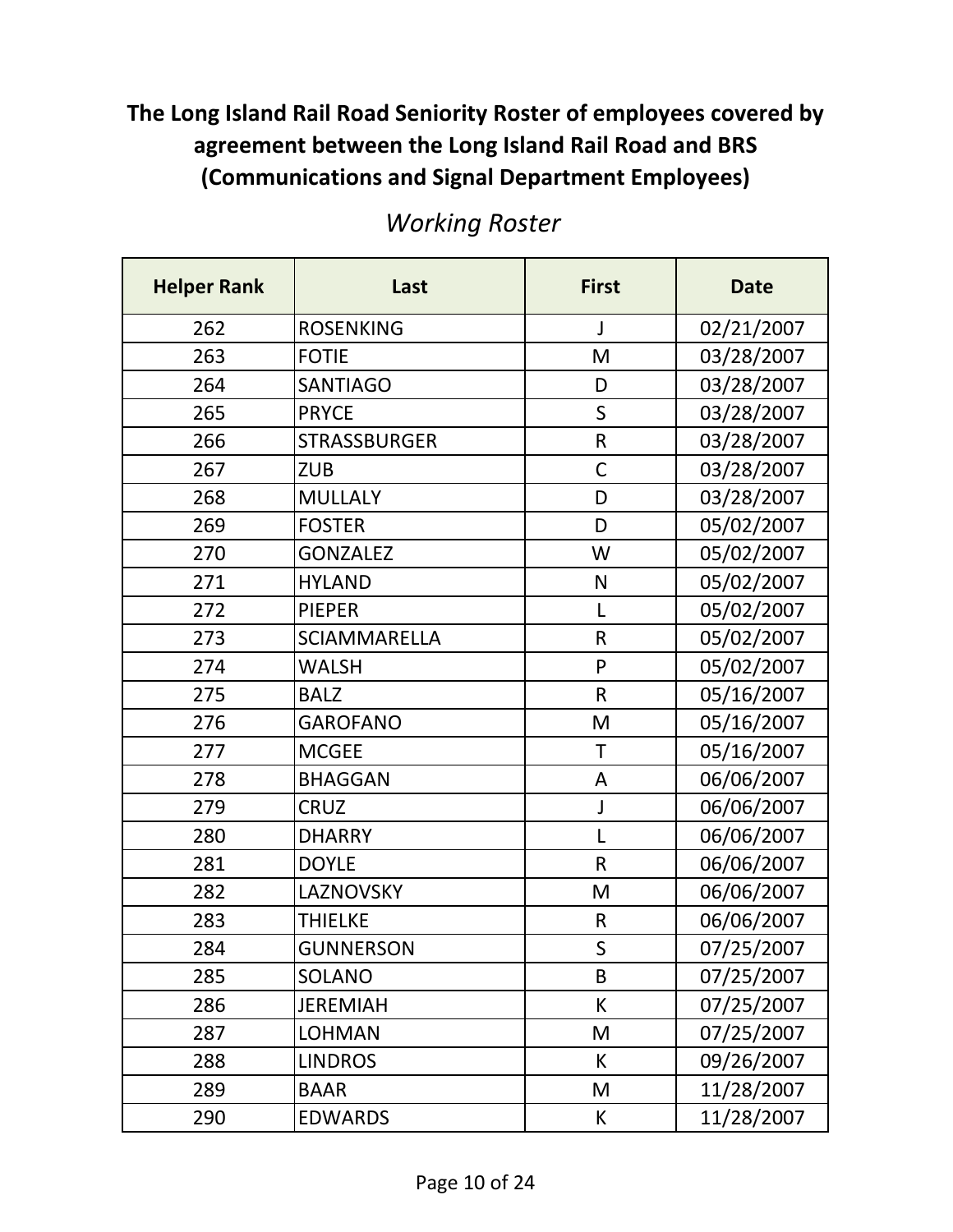**The Long Island Rail Road Seniority Roster of employees covered by agreement between the Long Island Rail Road and BRS (Communications and Signal Department Employees)**

*Working Roster*

| Helper Rank | Last | First | Date |
|---|---|---|---|
| 262 | ROSENKING | J | 02/21/2007 |
| 263 | FOTIE | M | 03/28/2007 |
| 264 | SANTIAGO | D | 03/28/2007 |
| 265 | PRYCE | S | 03/28/2007 |
| 266 | STRASSBURGER | R | 03/28/2007 |
| 267 | ZUB | C | 03/28/2007 |
| 268 | MULLALY | D | 03/28/2007 |
| 269 | FOSTER | D | 05/02/2007 |
| 270 | GONZALEZ | W | 05/02/2007 |
| 271 | HYLAND | N | 05/02/2007 |
| 272 | PIEPER | L | 05/02/2007 |
| 273 | SCIAMMARELLA | R | 05/02/2007 |
| 274 | WALSH | P | 05/02/2007 |
| 275 | BALZ | R | 05/16/2007 |
| 276 | GAROFANO | M | 05/16/2007 |
| 277 | MCGEE | T | 05/16/2007 |
| 278 | BHAGGAN | A | 06/06/2007 |
| 279 | CRUZ | J | 06/06/2007 |
| 280 | DHARRY | L | 06/06/2007 |
| 281 | DOYLE | R | 06/06/2007 |
| 282 | LAZNOVSKY | M | 06/06/2007 |
| 283 | THIELKE | R | 06/06/2007 |
| 284 | GUNNERSON | S | 07/25/2007 |
| 285 | SOLANO | B | 07/25/2007 |
| 286 | JEREMIAH | K | 07/25/2007 |
| 287 | LOHMAN | M | 07/25/2007 |
| 288 | LINDROS | K | 09/26/2007 |
| 289 | BAAR | M | 11/28/2007 |
| 290 | EDWARDS | K | 11/28/2007 |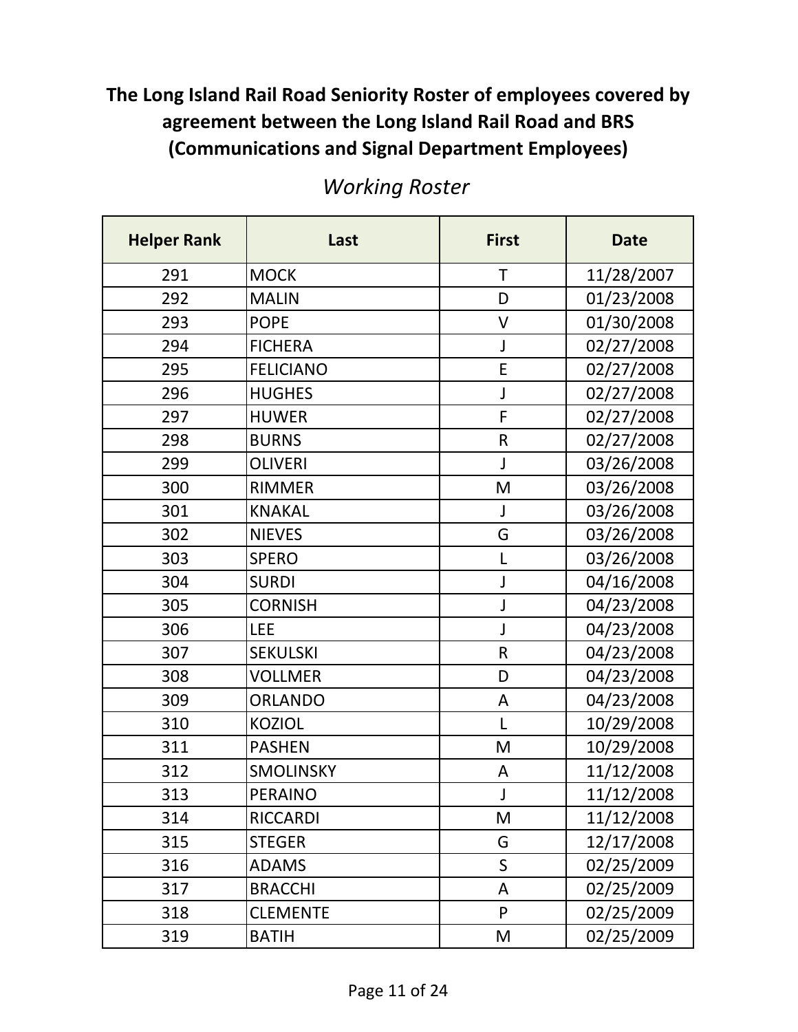# The Long Island Rail Road Seniority Roster of employees covered by agreement between the Long Island Rail Road and BRS (Communications and Signal Department Employees)

*Working Roster*

| Helper Rank | Last | First | Date |
|---|---|---|---|
| 291 | MOCK | T | 11/28/2007 |
| 292 | MALIN | D | 01/23/2008 |
| 293 | POPE | V | 01/30/2008 |
| 294 | FICHERA | J | 02/27/2008 |
| 295 | FELICIANO | E | 02/27/2008 |
| 296 | HUGHES | J | 02/27/2008 |
| 297 | HUWER | F | 02/27/2008 |
| 298 | BURNS | R | 02/27/2008 |
| 299 | OLIVERI | J | 03/26/2008 |
| 300 | RIMMER | M | 03/26/2008 |
| 301 | KNAKAL | J | 03/26/2008 |
| 302 | NIEVES | G | 03/26/2008 |
| 303 | SPERO | L | 03/26/2008 |
| 304 | SURDI | J | 04/16/2008 |
| 305 | CORNISH | J | 04/23/2008 |
| 306 | LEE | J | 04/23/2008 |
| 307 | SEKULSKI | R | 04/23/2008 |
| 308 | VOLLMER | D | 04/23/2008 |
| 309 | ORLANDO | A | 04/23/2008 |
| 310 | KOZIOL | L | 10/29/2008 |
| 311 | PASHEN | M | 10/29/2008 |
| 312 | SMOLINSKY | A | 11/12/2008 |
| 313 | PERAINO | J | 11/12/2008 |
| 314 | RICCARDI | M | 11/12/2008 |
| 315 | STEGER | G | 12/17/2008 |
| 316 | ADAMS | S | 02/25/2009 |
| 317 | BRACCHI | A | 02/25/2009 |
| 318 | CLEMENTE | P | 02/25/2009 |
| 319 | BATIH | M | 02/25/2009 |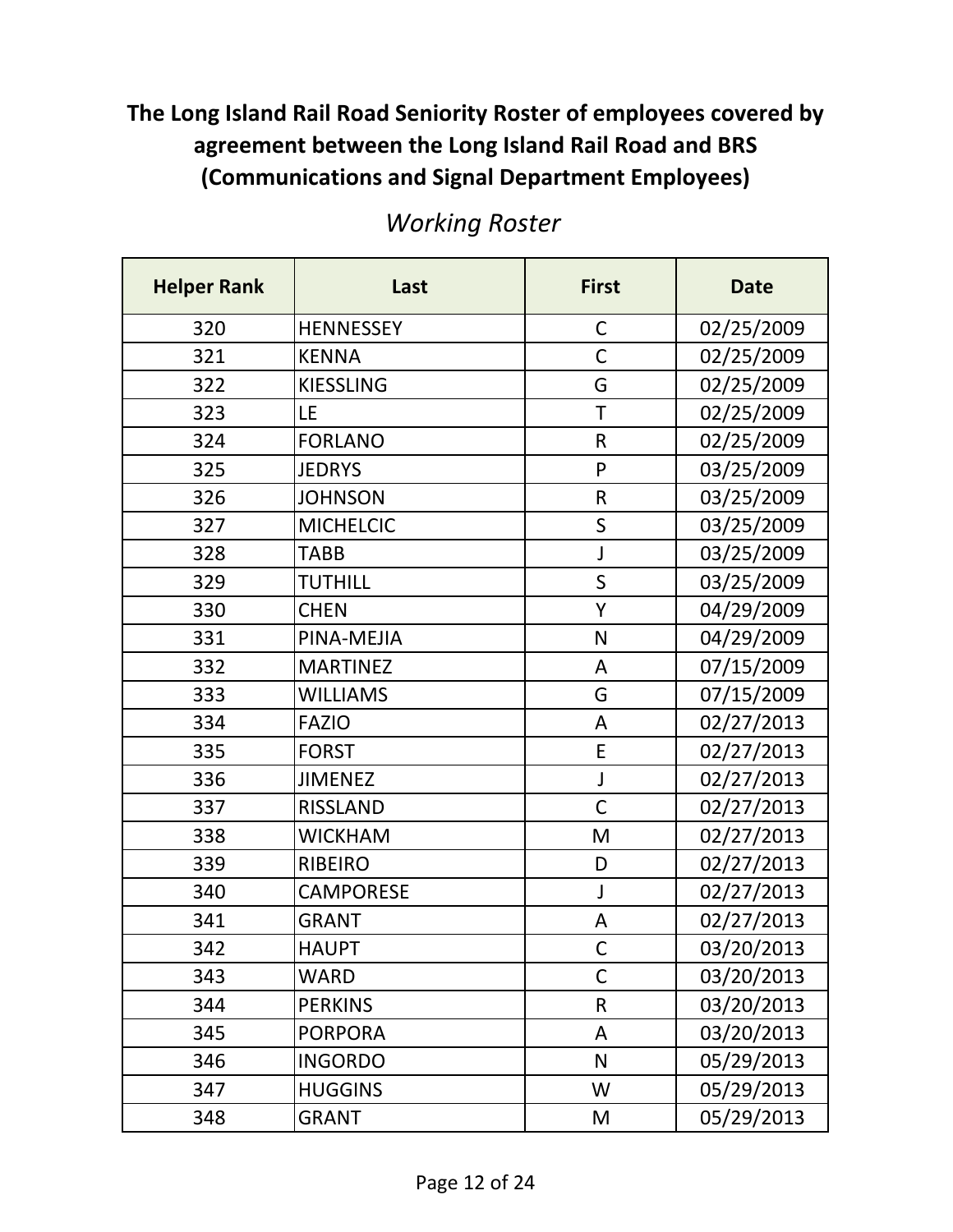**The Long Island Rail Road Seniority Roster of employees covered by agreement between the Long Island Rail Road and BRS (Communications and Signal Department Employees)**

*Working Roster*

| Helper Rank | Last | First | Date |
|---|---|---|---|
| 320 | HENNESSEY | C | 02/25/2009 |
| 321 | KENNA | C | 02/25/2009 |
| 322 | KIESSLING | G | 02/25/2009 |
| 323 | LE | T | 02/25/2009 |
| 324 | FORLANO | R | 02/25/2009 |
| 325 | JEDRYS | P | 03/25/2009 |
| 326 | JOHNSON | R | 03/25/2009 |
| 327 | MICHELCIC | S | 03/25/2009 |
| 328 | TABB | J | 03/25/2009 |
| 329 | TUTHILL | S | 03/25/2009 |
| 330 | CHEN | Y | 04/29/2009 |
| 331 | PINA-MEJIA | N | 04/29/2009 |
| 332 | MARTINEZ | A | 07/15/2009 |
| 333 | WILLIAMS | G | 07/15/2009 |
| 334 | FAZIO | A | 02/27/2013 |
| 335 | FORST | E | 02/27/2013 |
| 336 | JIMENEZ | J | 02/27/2013 |
| 337 | RISSLAND | C | 02/27/2013 |
| 338 | WICKHAM | M | 02/27/2013 |
| 339 | RIBEIRO | D | 02/27/2013 |
| 340 | CAMPORESE | J | 02/27/2013 |
| 341 | GRANT | A | 02/27/2013 |
| 342 | HAUPT | C | 03/20/2013 |
| 343 | WARD | C | 03/20/2013 |
| 344 | PERKINS | R | 03/20/2013 |
| 345 | PORPORA | A | 03/20/2013 |
| 346 | INGORDO | N | 05/29/2013 |
| 347 | HUGGINS | W | 05/29/2013 |
| 348 | GRANT | M | 05/29/2013 |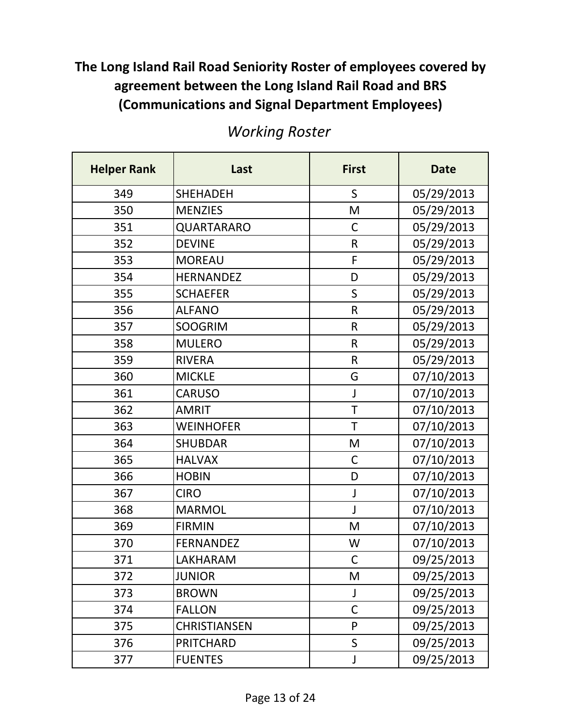# The Long Island Rail Road Seniority Roster of employees covered by agreement between the Long Island Rail Road and BRS (Communications and Signal Department Employees)

*Working Roster*

| Helper Rank | Last | First | Date |
|---|---|---|---|
| 349 | SHEHADEH | S | 05/29/2013 |
| 350 | MENZIES | M | 05/29/2013 |
| 351 | QUARTARARO | C | 05/29/2013 |
| 352 | DEVINE | R | 05/29/2013 |
| 353 | MOREAU | F | 05/29/2013 |
| 354 | HERNANDEZ | D | 05/29/2013 |
| 355 | SCHAEFER | S | 05/29/2013 |
| 356 | ALFANO | R | 05/29/2013 |
| 357 | SOOGRIM | R | 05/29/2013 |
| 358 | MULERO | R | 05/29/2013 |
| 359 | RIVERA | R | 05/29/2013 |
| 360 | MICKLE | G | 07/10/2013 |
| 361 | CARUSO | J | 07/10/2013 |
| 362 | AMRIT | T | 07/10/2013 |
| 363 | WEINHOFER | T | 07/10/2013 |
| 364 | SHUBDAR | M | 07/10/2013 |
| 365 | HALVAX | C | 07/10/2013 |
| 366 | HOBIN | D | 07/10/2013 |
| 367 | CIRO | J | 07/10/2013 |
| 368 | MARMOL | J | 07/10/2013 |
| 369 | FIRMIN | M | 07/10/2013 |
| 370 | FERNANDEZ | W | 07/10/2013 |
| 371 | LAKHARAM | C | 09/25/2013 |
| 372 | JUNIOR | M | 09/25/2013 |
| 373 | BROWN | J | 09/25/2013 |
| 374 | FALLON | C | 09/25/2013 |
| 375 | CHRISTIANSEN | P | 09/25/2013 |
| 376 | PRITCHARD | S | 09/25/2013 |
| 377 | FUENTES | J | 09/25/2013 |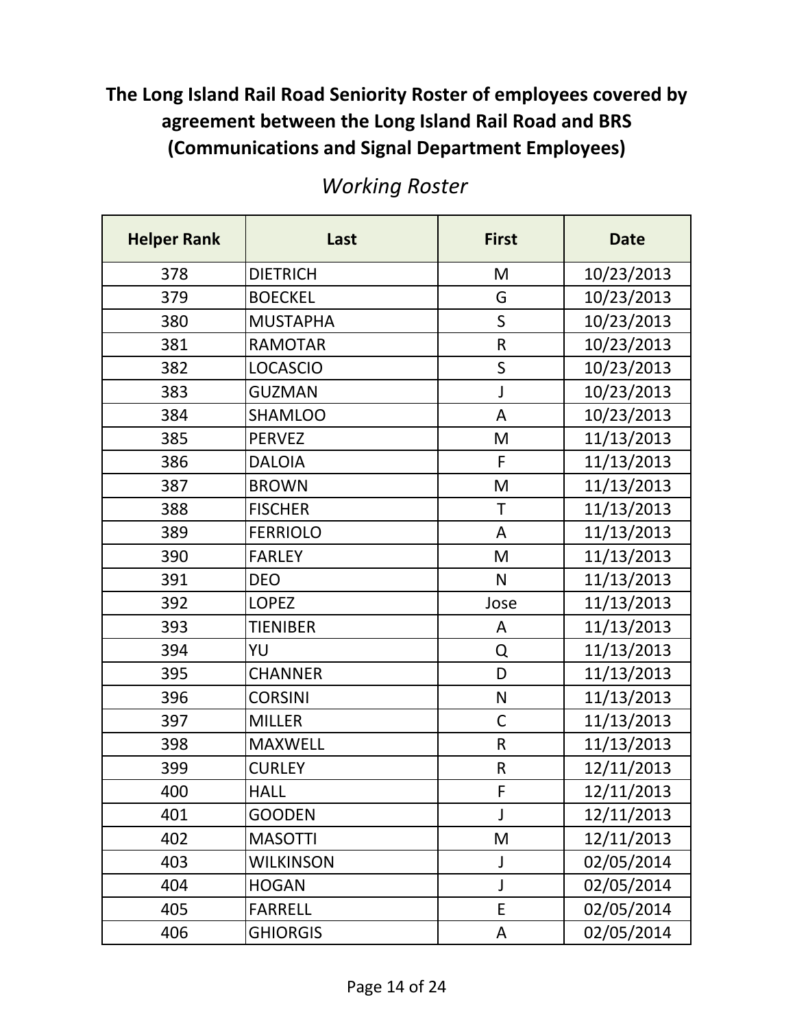# The Long Island Rail Road Seniority Roster of employees covered by agreement between the Long Island Rail Road and BRS (Communications and Signal Department Employees)

*Working Roster*

| Helper Rank | Last | First | Date |
|---|---|---|---|
| 378 | DIETRICH | M | 10/23/2013 |
| 379 | BOECKEL | G | 10/23/2013 |
| 380 | MUSTAPHA | S | 10/23/2013 |
| 381 | RAMOTAR | R | 10/23/2013 |
| 382 | LOCASCIO | S | 10/23/2013 |
| 383 | GUZMAN | J | 10/23/2013 |
| 384 | SHAMLOO | A | 10/23/2013 |
| 385 | PERVEZ | M | 11/13/2013 |
| 386 | DALOIA | F | 11/13/2013 |
| 387 | BROWN | M | 11/13/2013 |
| 388 | FISCHER | T | 11/13/2013 |
| 389 | FERRIOLO | A | 11/13/2013 |
| 390 | FARLEY | M | 11/13/2013 |
| 391 | DEO | N | 11/13/2013 |
| 392 | LOPEZ | Jose | 11/13/2013 |
| 393 | TIENIBER | A | 11/13/2013 |
| 394 | YU | Q | 11/13/2013 |
| 395 | CHANNER | D | 11/13/2013 |
| 396 | CORSINI | N | 11/13/2013 |
| 397 | MILLER | C | 11/13/2013 |
| 398 | MAXWELL | R | 11/13/2013 |
| 399 | CURLEY | R | 12/11/2013 |
| 400 | HALL | F | 12/11/2013 |
| 401 | GOODEN | J | 12/11/2013 |
| 402 | MASOTTI | M | 12/11/2013 |
| 403 | WILKINSON | J | 02/05/2014 |
| 404 | HOGAN | J | 02/05/2014 |
| 405 | FARRELL | E | 02/05/2014 |
| 406 | GHIORGIS | A | 02/05/2014 |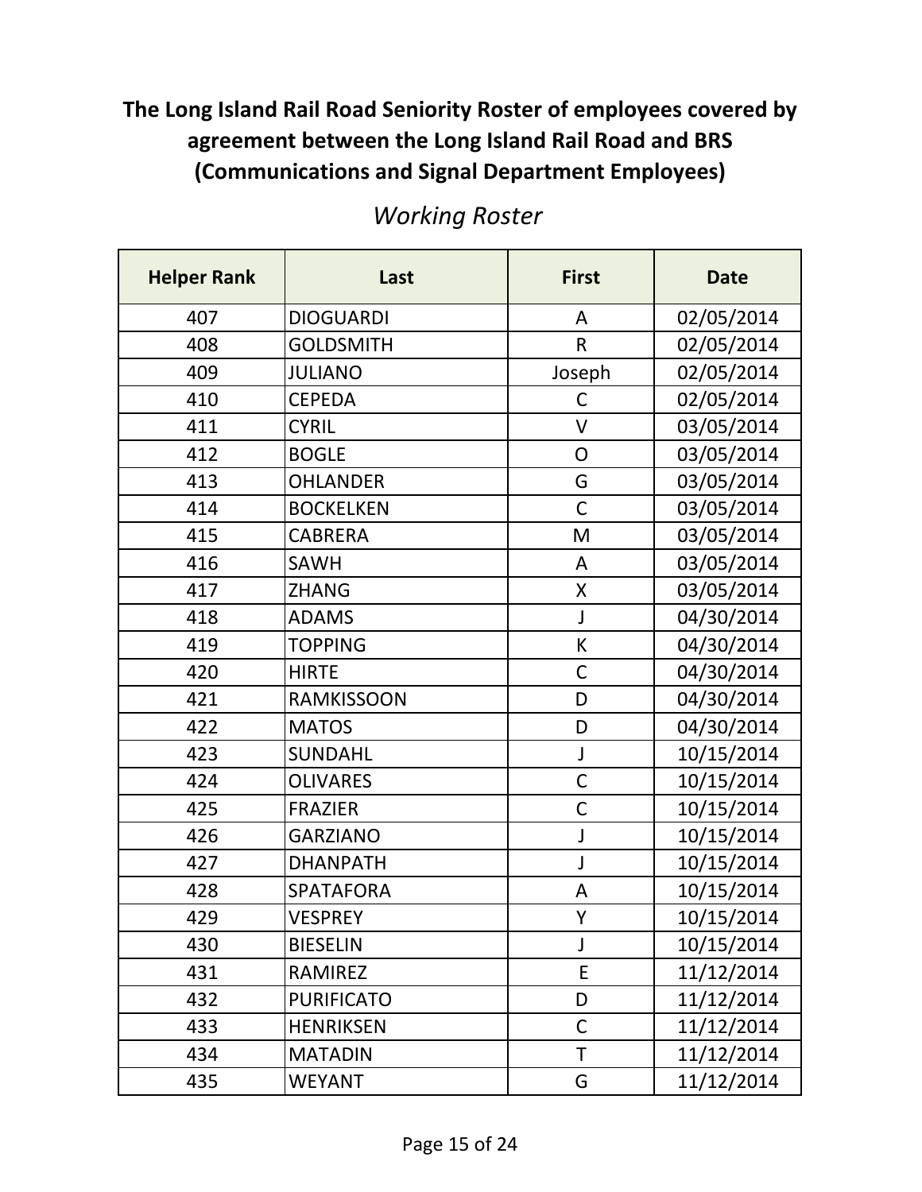# The Long Island Rail Road Seniority Roster of employees covered by agreement between the Long Island Rail Road and BRS (Communications and Signal Department Employees)

## *Working Roster*

| Helper Rank | Last | First | Date |
|---|---|---|---|
| 407 | DIOGUARDI | A | 02/05/2014 |
| 408 | GOLDSMITH | R | 02/05/2014 |
| 409 | JULIANO | Joseph | 02/05/2014 |
| 410 | CEPEDA | C | 02/05/2014 |
| 411 | CYRIL | V | 03/05/2014 |
| 412 | BOGLE | O | 03/05/2014 |
| 413 | OHLANDER | G | 03/05/2014 |
| 414 | BOCKELKEN | C | 03/05/2014 |
| 415 | CABRERA | M | 03/05/2014 |
| 416 | SAWH | A | 03/05/2014 |
| 417 | ZHANG | X | 03/05/2014 |
| 418 | ADAMS | J | 04/30/2014 |
| 419 | TOPPING | K | 04/30/2014 |
| 420 | HIRTE | C | 04/30/2014 |
| 421 | RAMKISSOON | D | 04/30/2014 |
| 422 | MATOS | D | 04/30/2014 |
| 423 | SUNDAHL | J | 10/15/2014 |
| 424 | OLIVARES | C | 10/15/2014 |
| 425 | FRAZIER | C | 10/15/2014 |
| 426 | GARZIANO | J | 10/15/2014 |
| 427 | DHANPATH | J | 10/15/2014 |
| 428 | SPATAFORA | A | 10/15/2014 |
| 429 | VESPREY | Y | 10/15/2014 |
| 430 | BIESELIN | J | 10/15/2014 |
| 431 | RAMIREZ | E | 11/12/2014 |
| 432 | PURIFICATO | D | 11/12/2014 |
| 433 | HENRIKSEN | C | 11/12/2014 |
| 434 | MATADIN | T | 11/12/2014 |
| 435 | WEYANT | G | 11/12/2014 |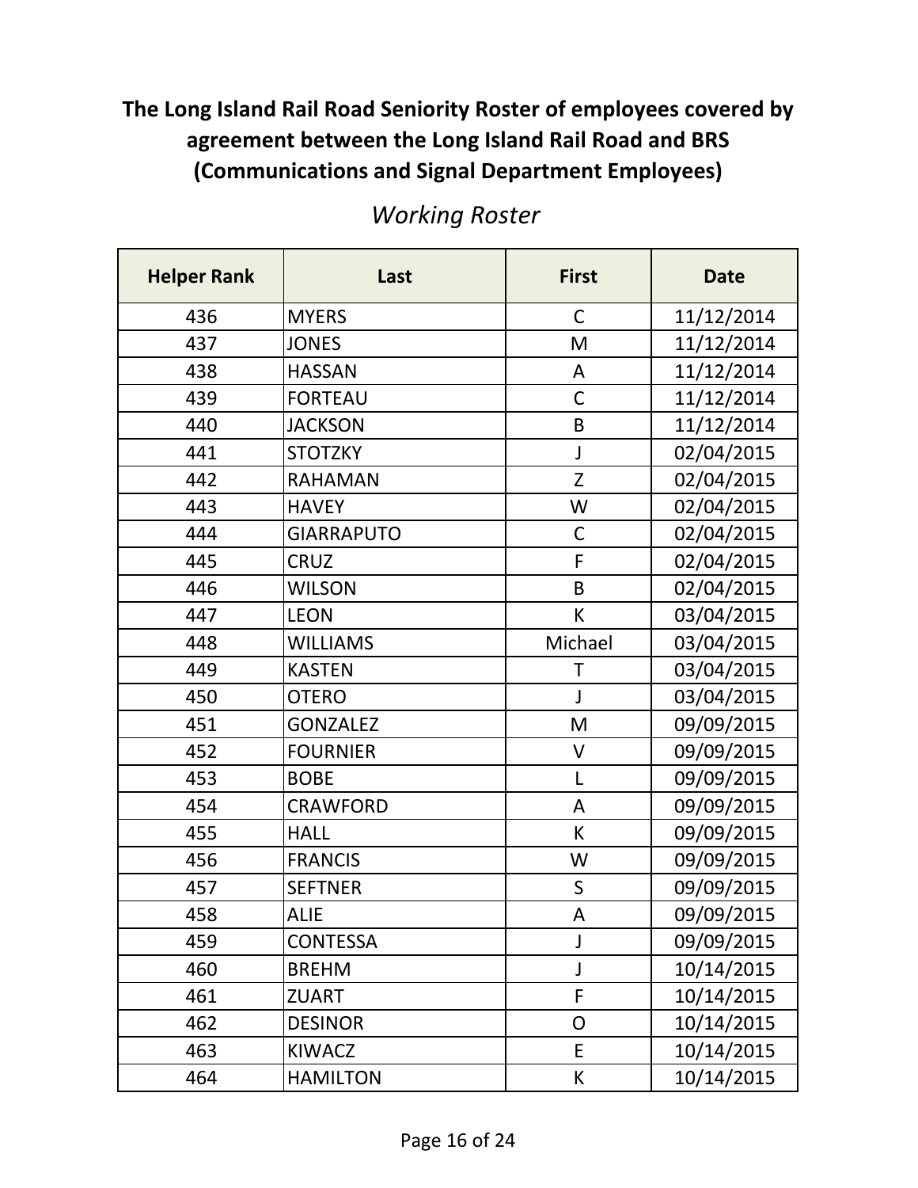**The Long Island Rail Road Seniority Roster of employees covered by agreement between the Long Island Rail Road and BRS (Communications and Signal Department Employees)**

*Working Roster*

| Helper Rank | Last | First | Date |
| --- | --- | --- | --- |
| 436 | MYERS | C | 11/12/2014 |
| 437 | JONES | M | 11/12/2014 |
| 438 | HASSAN | A | 11/12/2014 |
| 439 | FORTEAU | C | 11/12/2014 |
| 440 | JACKSON | B | 11/12/2014 |
| 441 | STOTZKY | J | 02/04/2015 |
| 442 | RAHAMAN | Z | 02/04/2015 |
| 443 | HAVEY | W | 02/04/2015 |
| 444 | GIARRAPUTO | C | 02/04/2015 |
| 445 | CRUZ | F | 02/04/2015 |
| 446 | WILSON | B | 02/04/2015 |
| 447 | LEON | K | 03/04/2015 |
| 448 | WILLIAMS | Michael | 03/04/2015 |
| 449 | KASTEN | T | 03/04/2015 |
| 450 | OTERO | J | 03/04/2015 |
| 451 | GONZALEZ | M | 09/09/2015 |
| 452 | FOURNIER | V | 09/09/2015 |
| 453 | BOBE | L | 09/09/2015 |
| 454 | CRAWFORD | A | 09/09/2015 |
| 455 | HALL | K | 09/09/2015 |
| 456 | FRANCIS | W | 09/09/2015 |
| 457 | SEFTNER | S | 09/09/2015 |
| 458 | ALIE | A | 09/09/2015 |
| 459 | CONTESSA | J | 09/09/2015 |
| 460 | BREHM | J | 10/14/2015 |
| 461 | ZUART | F | 10/14/2015 |
| 462 | DESINOR | O | 10/14/2015 |
| 463 | KIWACZ | E | 10/14/2015 |
| 464 | HAMILTON | K | 10/14/2015 |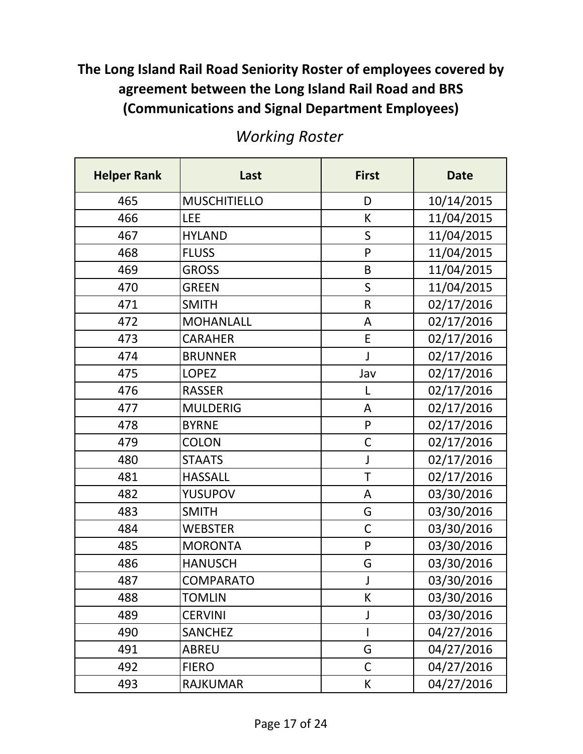# The Long Island Rail Road Seniority Roster of employees covered by agreement between the Long Island Rail Road and BRS (Communications and Signal Department Employees)

## *Working Roster*

| Helper Rank | Last | First | Date |
|---|---|---|---|
| 465 | MUSCHITIELLO | D | 10/14/2015 |
| 466 | LEE | K | 11/04/2015 |
| 467 | HYLAND | S | 11/04/2015 |
| 468 | FLUSS | P | 11/04/2015 |
| 469 | GROSS | B | 11/04/2015 |
| 470 | GREEN | S | 11/04/2015 |
| 471 | SMITH | R | 02/17/2016 |
| 472 | MOHANLALL | A | 02/17/2016 |
| 473 | CARAHER | E | 02/17/2016 |
| 474 | BRUNNER | J | 02/17/2016 |
| 475 | LOPEZ | Jav | 02/17/2016 |
| 476 | RASSER | L | 02/17/2016 |
| 477 | MULDERIG | A | 02/17/2016 |
| 478 | BYRNE | P | 02/17/2016 |
| 479 | COLON | C | 02/17/2016 |
| 480 | STAATS | J | 02/17/2016 |
| 481 | HASSALL | T | 02/17/2016 |
| 482 | YUSUPOV | A | 03/30/2016 |
| 483 | SMITH | G | 03/30/2016 |
| 484 | WEBSTER | C | 03/30/2016 |
| 485 | MORONTA | P | 03/30/2016 |
| 486 | HANUSCH | G | 03/30/2016 |
| 487 | COMPARATO | J | 03/30/2016 |
| 488 | TOMLIN | K | 03/30/2016 |
| 489 | CERVINI | J | 03/30/2016 |
| 490 | SANCHEZ | I | 04/27/2016 |
| 491 | ABREU | G | 04/27/2016 |
| 492 | FIERO | C | 04/27/2016 |
| 493 | RAJKUMAR | K | 04/27/2016 |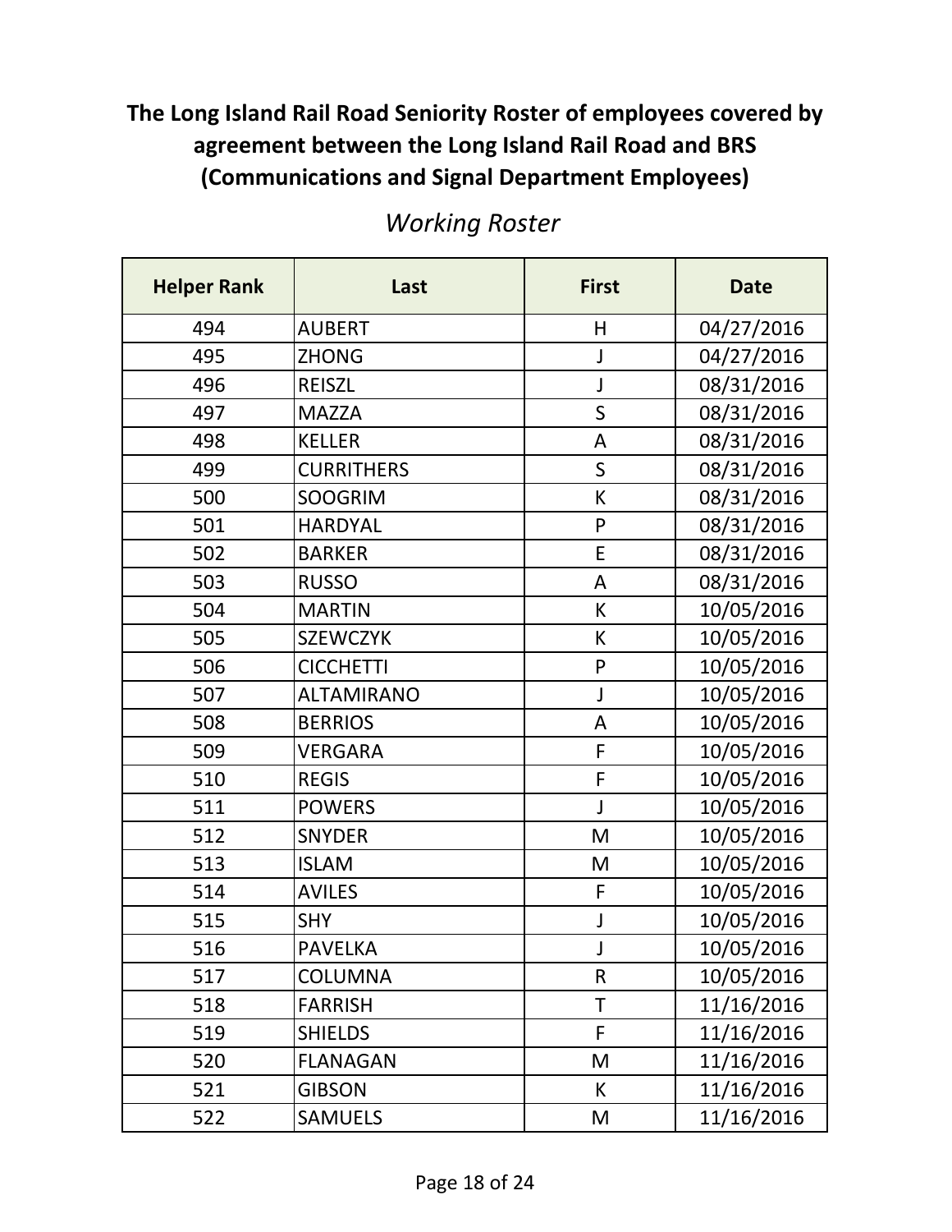# The Long Island Rail Road Seniority Roster of employees covered by agreement between the Long Island Rail Road and BRS (Communications and Signal Department Employees)

## *Working Roster*

| Helper Rank | Last | First | Date |
|---|---|---|---|
| 494 | AUBERT | H | 04/27/2016 |
| 495 | ZHONG | J | 04/27/2016 |
| 496 | REISZL | J | 08/31/2016 |
| 497 | MAZZA | S | 08/31/2016 |
| 498 | KELLER | A | 08/31/2016 |
| 499 | CURRITHERS | S | 08/31/2016 |
| 500 | SOOGRIM | K | 08/31/2016 |
| 501 | HARDYAL | P | 08/31/2016 |
| 502 | BARKER | E | 08/31/2016 |
| 503 | RUSSO | A | 08/31/2016 |
| 504 | MARTIN | K | 10/05/2016 |
| 505 | SZEWCZYK | K | 10/05/2016 |
| 506 | CICCHETTI | P | 10/05/2016 |
| 507 | ALTAMIRANO | J | 10/05/2016 |
| 508 | BERRIOS | A | 10/05/2016 |
| 509 | VERGARA | F | 10/05/2016 |
| 510 | REGIS | F | 10/05/2016 |
| 511 | POWERS | J | 10/05/2016 |
| 512 | SNYDER | M | 10/05/2016 |
| 513 | ISLAM | M | 10/05/2016 |
| 514 | AVILES | F | 10/05/2016 |
| 515 | SHY | J | 10/05/2016 |
| 516 | PAVELKA | J | 10/05/2016 |
| 517 | COLUMNA | R | 10/05/2016 |
| 518 | FARRISH | T | 11/16/2016 |
| 519 | SHIELDS | F | 11/16/2016 |
| 520 | FLANAGAN | M | 11/16/2016 |
| 521 | GIBSON | K | 11/16/2016 |
| 522 | SAMUELS | M | 11/16/2016 |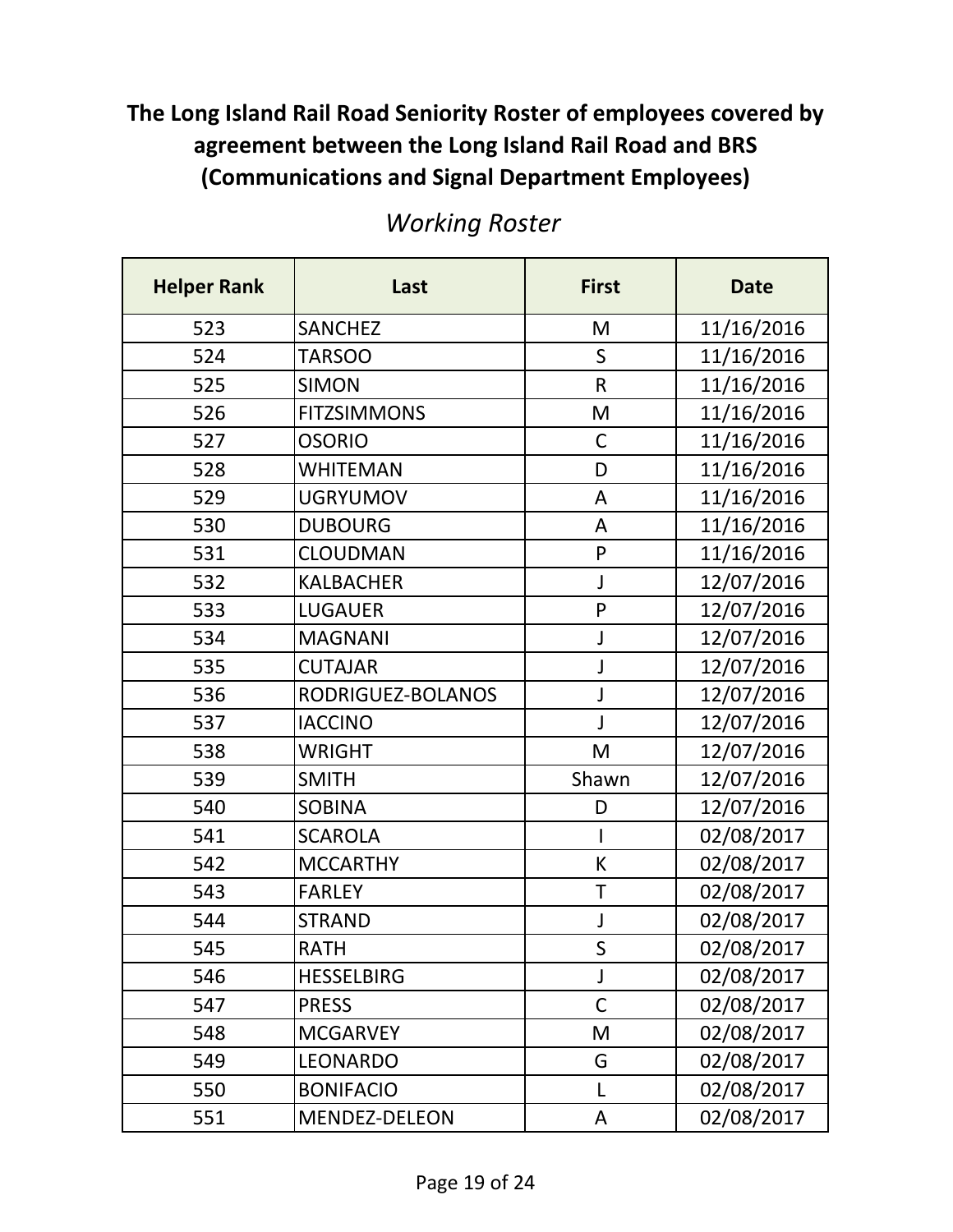**The Long Island Rail Road Seniority Roster of employees covered by agreement between the Long Island Rail Road and BRS (Communications and Signal Department Employees)**

*Working Roster*

| Helper Rank | Last | First | Date |
|---|---|---|---|
| 523 | SANCHEZ | M | 11/16/2016 |
| 524 | TARSOO | S | 11/16/2016 |
| 525 | SIMON | R | 11/16/2016 |
| 526 | FITZSIMMONS | M | 11/16/2016 |
| 527 | OSORIO | C | 11/16/2016 |
| 528 | WHITEMAN | D | 11/16/2016 |
| 529 | UGRYUMOV | A | 11/16/2016 |
| 530 | DUBOURG | A | 11/16/2016 |
| 531 | CLOUDMAN | P | 11/16/2016 |
| 532 | KALBACHER | J | 12/07/2016 |
| 533 | LUGAUER | P | 12/07/2016 |
| 534 | MAGNANI | J | 12/07/2016 |
| 535 | CUTAJAR | J | 12/07/2016 |
| 536 | RODRIGUEZ-BOLANOS | J | 12/07/2016 |
| 537 | IACCINO | J | 12/07/2016 |
| 538 | WRIGHT | M | 12/07/2016 |
| 539 | SMITH | Shawn | 12/07/2016 |
| 540 | SOBINA | D | 12/07/2016 |
| 541 | SCAROLA | I | 02/08/2017 |
| 542 | MCCARTHY | K | 02/08/2017 |
| 543 | FARLEY | T | 02/08/2017 |
| 544 | STRAND | J | 02/08/2017 |
| 545 | RATH | S | 02/08/2017 |
| 546 | HESSELBIRG | J | 02/08/2017 |
| 547 | PRESS | C | 02/08/2017 |
| 548 | MCGARVEY | M | 02/08/2017 |
| 549 | LEONARDO | G | 02/08/2017 |
| 550 | BONIFACIO | L | 02/08/2017 |
| 551 | MENDEZ-DELEON | A | 02/08/2017 |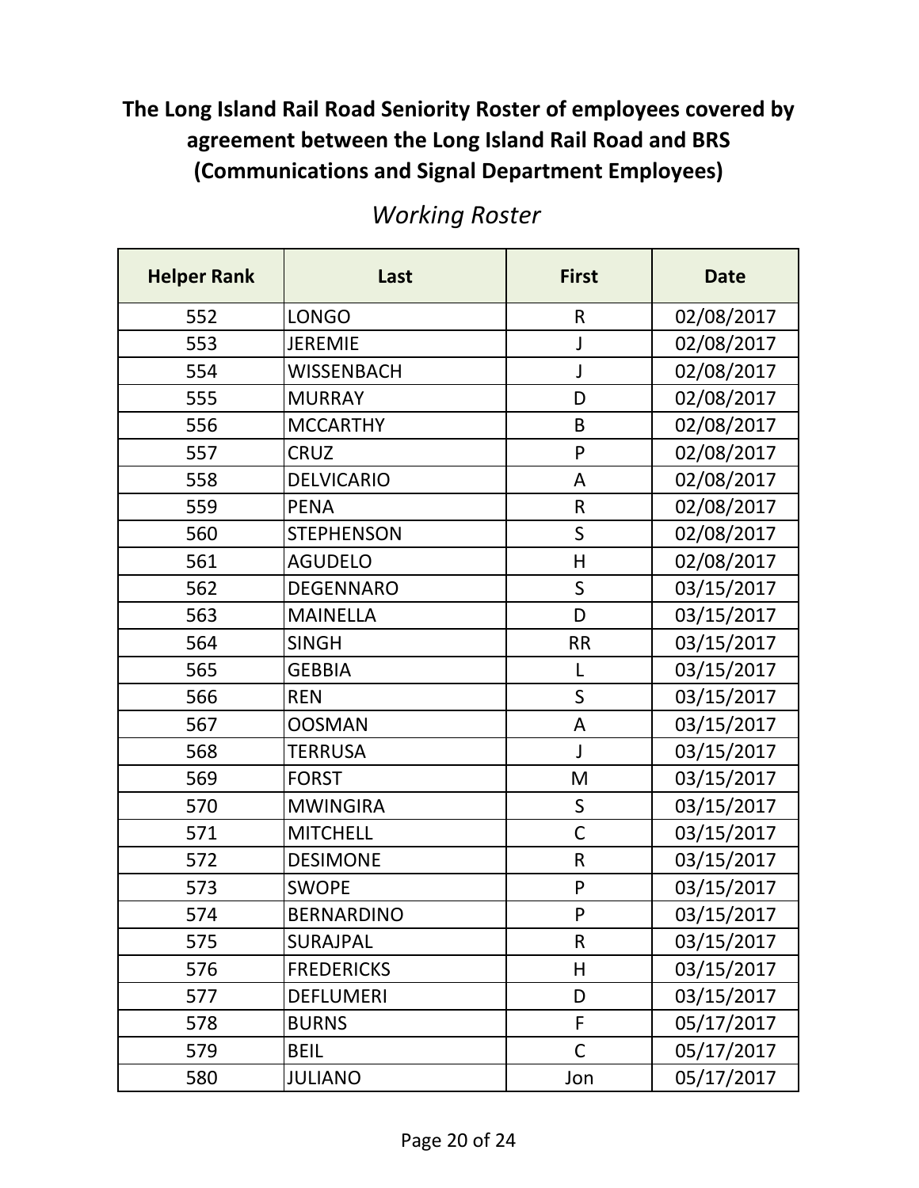# The Long Island Rail Road Seniority Roster of employees covered by agreement between the Long Island Rail Road and BRS (Communications and Signal Department Employees)

*Working Roster*

| Helper Rank | Last | First | Date |
|---|---|---|---|
| 552 | LONGO | R | 02/08/2017 |
| 553 | JEREMIE | J | 02/08/2017 |
| 554 | WISSENBACH | J | 02/08/2017 |
| 555 | MURRAY | D | 02/08/2017 |
| 556 | MCCARTHY | B | 02/08/2017 |
| 557 | CRUZ | P | 02/08/2017 |
| 558 | DELVICARIO | A | 02/08/2017 |
| 559 | PENA | R | 02/08/2017 |
| 560 | STEPHENSON | S | 02/08/2017 |
| 561 | AGUDELO | H | 02/08/2017 |
| 562 | DEGENNARO | S | 03/15/2017 |
| 563 | MAINELLA | D | 03/15/2017 |
| 564 | SINGH | RR | 03/15/2017 |
| 565 | GEBBIA | L | 03/15/2017 |
| 566 | REN | S | 03/15/2017 |
| 567 | OOSMAN | A | 03/15/2017 |
| 568 | TERRUSA | J | 03/15/2017 |
| 569 | FORST | M | 03/15/2017 |
| 570 | MWINGIRA | S | 03/15/2017 |
| 571 | MITCHELL | C | 03/15/2017 |
| 572 | DESIMONE | R | 03/15/2017 |
| 573 | SWOPE | P | 03/15/2017 |
| 574 | BERNARDINO | P | 03/15/2017 |
| 575 | SURAJPAL | R | 03/15/2017 |
| 576 | FREDERICKS | H | 03/15/2017 |
| 577 | DEFLUMERI | D | 03/15/2017 |
| 578 | BURNS | F | 05/17/2017 |
| 579 | BEIL | C | 05/17/2017 |
| 580 | JULIANO | Jon | 05/17/2017 |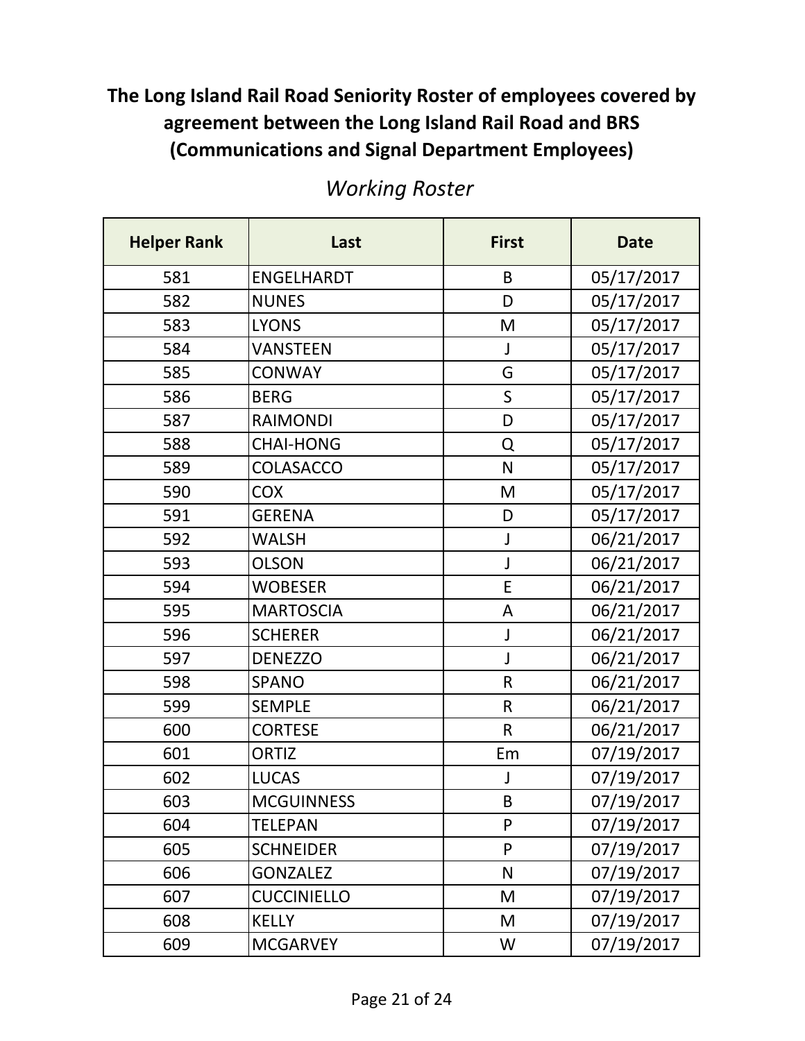# The Long Island Rail Road Seniority Roster of employees covered by agreement between the Long Island Rail Road and BRS (Communications and Signal Department Employees)

## *Working Roster*

| Helper Rank | Last | First | Date |
|---|---|---|---|
| 581 | ENGELHARDT | B | 05/17/2017 |
| 582 | NUNES | D | 05/17/2017 |
| 583 | LYONS | M | 05/17/2017 |
| 584 | VANSTEEN | J | 05/17/2017 |
| 585 | CONWAY | G | 05/17/2017 |
| 586 | BERG | S | 05/17/2017 |
| 587 | RAIMONDI | D | 05/17/2017 |
| 588 | CHAI-HONG | Q | 05/17/2017 |
| 589 | COLASACCO | N | 05/17/2017 |
| 590 | COX | M | 05/17/2017 |
| 591 | GERENA | D | 05/17/2017 |
| 592 | WALSH | J | 06/21/2017 |
| 593 | OLSON | J | 06/21/2017 |
| 594 | WOBESER | E | 06/21/2017 |
| 595 | MARTOSCIA | A | 06/21/2017 |
| 596 | SCHERER | J | 06/21/2017 |
| 597 | DENEZZO | J | 06/21/2017 |
| 598 | SPANO | R | 06/21/2017 |
| 599 | SEMPLE | R | 06/21/2017 |
| 600 | CORTESE | R | 06/21/2017 |
| 601 | ORTIZ | Em | 07/19/2017 |
| 602 | LUCAS | J | 07/19/2017 |
| 603 | MCGUINNESS | B | 07/19/2017 |
| 604 | TELEPAN | P | 07/19/2017 |
| 605 | SCHNEIDER | P | 07/19/2017 |
| 606 | GONZALEZ | N | 07/19/2017 |
| 607 | CUCCINIELLO | M | 07/19/2017 |
| 608 | KELLY | M | 07/19/2017 |
| 609 | MCGARVEY | W | 07/19/2017 |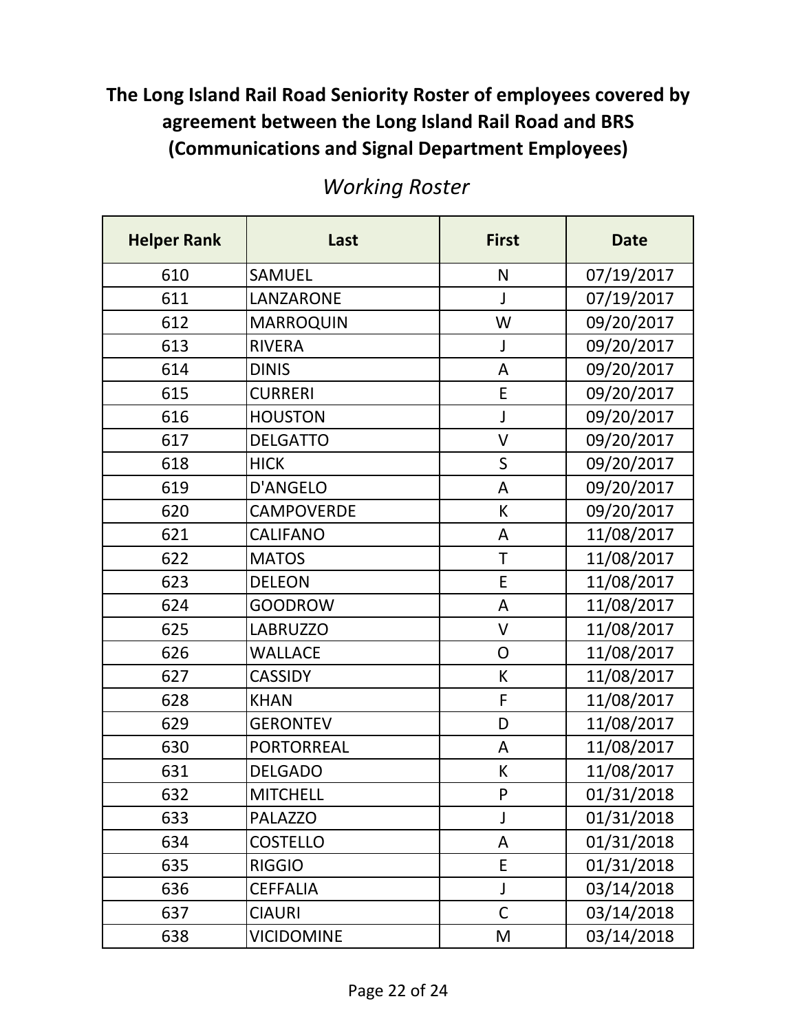# The Long Island Rail Road Seniority Roster of employees covered by agreement between the Long Island Rail Road and BRS (Communications and Signal Department Employees)

## *Working Roster*

| Helper Rank | Last | First | Date |
|---|---|---|---|
| 610 | SAMUEL | N | 07/19/2017 |
| 611 | LANZARONE | J | 07/19/2017 |
| 612 | MARROQUIN | W | 09/20/2017 |
| 613 | RIVERA | J | 09/20/2017 |
| 614 | DINIS | A | 09/20/2017 |
| 615 | CURRERI | E | 09/20/2017 |
| 616 | HOUSTON | J | 09/20/2017 |
| 617 | DELGATTO | V | 09/20/2017 |
| 618 | HICK | S | 09/20/2017 |
| 619 | D'ANGELO | A | 09/20/2017 |
| 620 | CAMPOVERDE | K | 09/20/2017 |
| 621 | CALIFANO | A | 11/08/2017 |
| 622 | MATOS | T | 11/08/2017 |
| 623 | DELEON | E | 11/08/2017 |
| 624 | GOODROW | A | 11/08/2017 |
| 625 | LABRUZZO | V | 11/08/2017 |
| 626 | WALLACE | O | 11/08/2017 |
| 627 | CASSIDY | K | 11/08/2017 |
| 628 | KHAN | F | 11/08/2017 |
| 629 | GERONTEV | D | 11/08/2017 |
| 630 | PORTORREAL | A | 11/08/2017 |
| 631 | DELGADO | K | 11/08/2017 |
| 632 | MITCHELL | P | 01/31/2018 |
| 633 | PALAZZO | J | 01/31/2018 |
| 634 | COSTELLO | A | 01/31/2018 |
| 635 | RIGGIO | E | 01/31/2018 |
| 636 | CEFFALIA | J | 03/14/2018 |
| 637 | CIAURI | C | 03/14/2018 |
| 638 | VICIDOMINE | M | 03/14/2018 |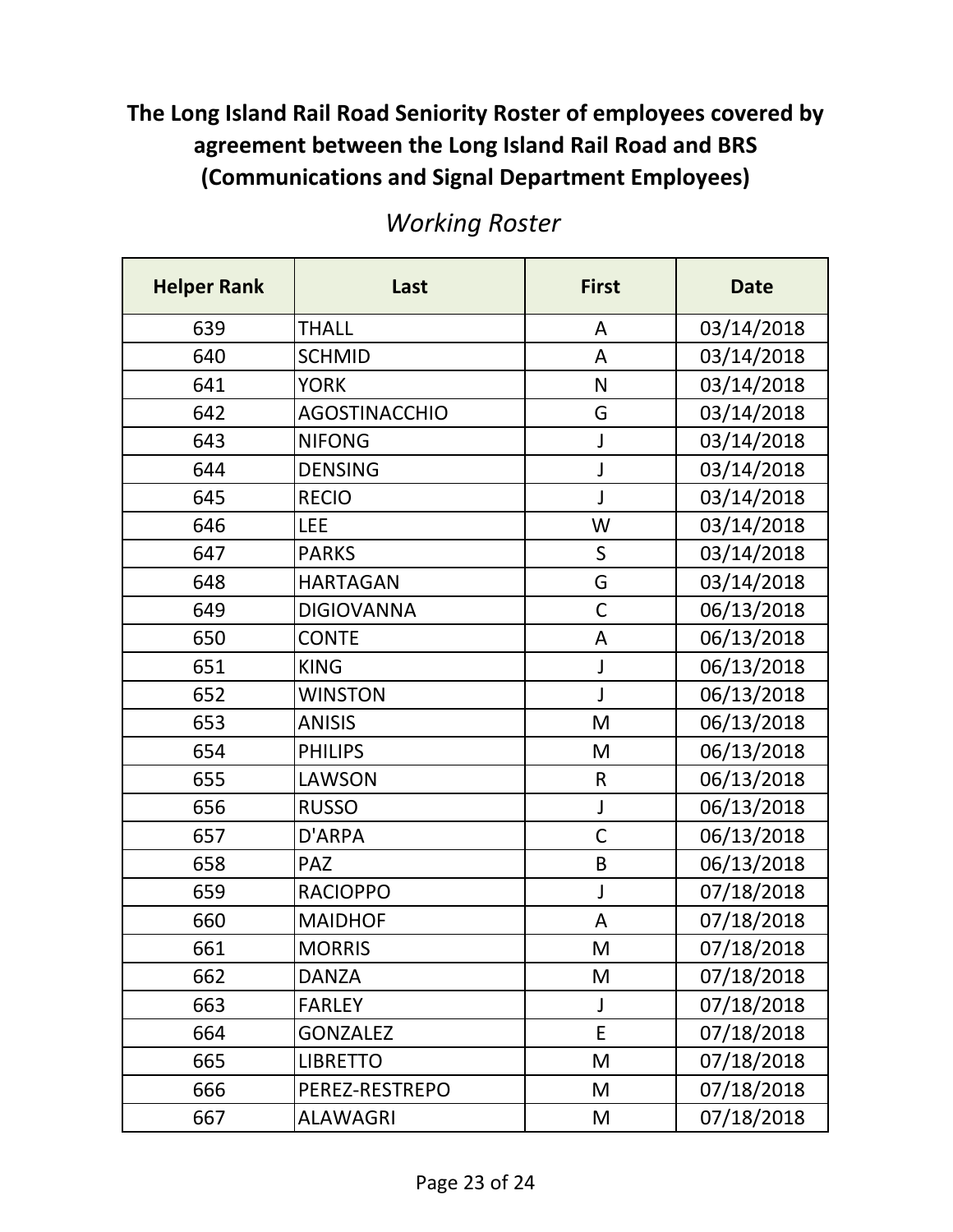# The Long Island Rail Road Seniority Roster of employees covered by agreement between the Long Island Rail Road and BRS (Communications and Signal Department Employees)

*Working Roster*

| Helper Rank | Last | First | Date |
|---|---|---|---|
| 639 | THALL | A | 03/14/2018 |
| 640 | SCHMID | A | 03/14/2018 |
| 641 | YORK | N | 03/14/2018 |
| 642 | AGOSTINACCHIO | G | 03/14/2018 |
| 643 | NIFONG | J | 03/14/2018 |
| 644 | DENSING | J | 03/14/2018 |
| 645 | RECIO | J | 03/14/2018 |
| 646 | LEE | W | 03/14/2018 |
| 647 | PARKS | S | 03/14/2018 |
| 648 | HARTAGAN | G | 03/14/2018 |
| 649 | DIGIOVANNA | C | 06/13/2018 |
| 650 | CONTE | A | 06/13/2018 |
| 651 | KING | J | 06/13/2018 |
| 652 | WINSTON | J | 06/13/2018 |
| 653 | ANISIS | M | 06/13/2018 |
| 654 | PHILIPS | M | 06/13/2018 |
| 655 | LAWSON | R | 06/13/2018 |
| 656 | RUSSO | J | 06/13/2018 |
| 657 | D'ARPA | C | 06/13/2018 |
| 658 | PAZ | B | 06/13/2018 |
| 659 | RACIOPPO | J | 07/18/2018 |
| 660 | MAIDHOF | A | 07/18/2018 |
| 661 | MORRIS | M | 07/18/2018 |
| 662 | DANZA | M | 07/18/2018 |
| 663 | FARLEY | J | 07/18/2018 |
| 664 | GONZALEZ | E | 07/18/2018 |
| 665 | LIBRETTO | M | 07/18/2018 |
| 666 | PEREZ-RESTREPO | M | 07/18/2018 |
| 667 | ALAWAGRI | M | 07/18/2018 |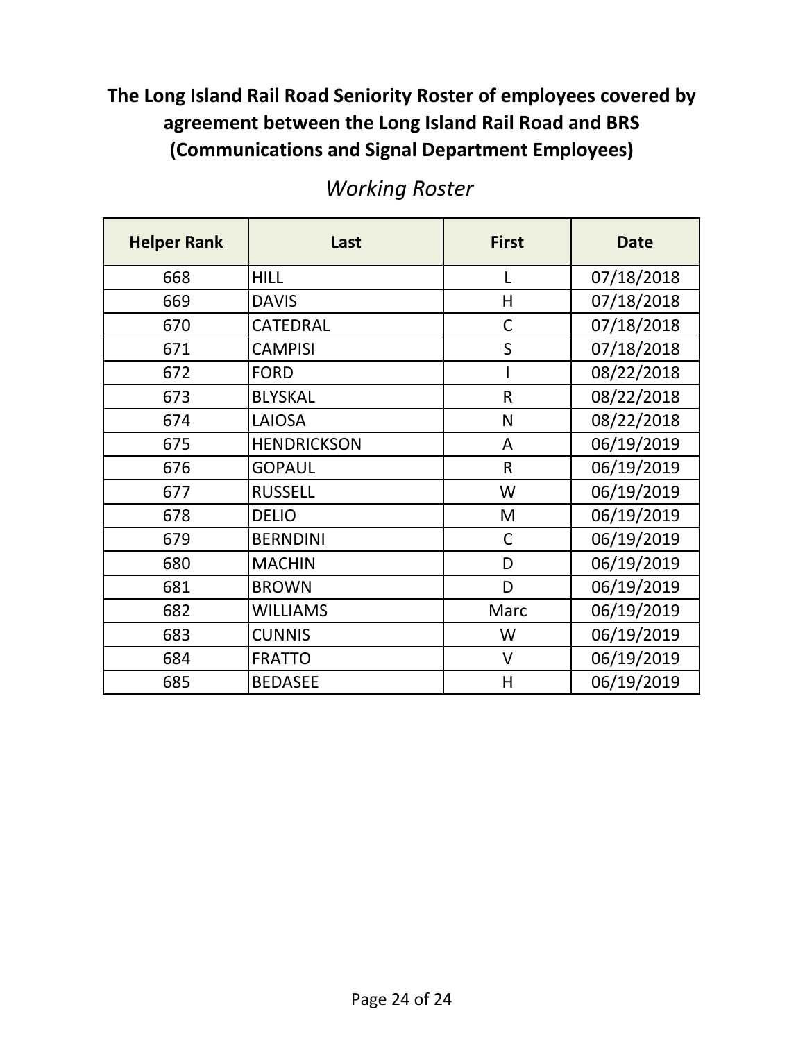**The Long Island Rail Road Seniority Roster of employees covered by agreement between the Long Island Rail Road and BRS (Communications and Signal Department Employees)**

*Working Roster*

| Helper Rank | Last | First | Date |
|---|---|---|---|
| 668 | HILL | L | 07/18/2018 |
| 669 | DAVIS | H | 07/18/2018 |
| 670 | CATEDRAL | C | 07/18/2018 |
| 671 | CAMPISI | S | 07/18/2018 |
| 672 | FORD | I | 08/22/2018 |
| 673 | BLYSKAL | R | 08/22/2018 |
| 674 | LAIOSA | N | 08/22/2018 |
| 675 | HENDRICKSON | A | 06/19/2019 |
| 676 | GOPAUL | R | 06/19/2019 |
| 677 | RUSSELL | W | 06/19/2019 |
| 678 | DELIO | M | 06/19/2019 |
| 679 | BERNDINI | C | 06/19/2019 |
| 680 | MACHIN | D | 06/19/2019 |
| 681 | BROWN | D | 06/19/2019 |
| 682 | WILLIAMS | Marc | 06/19/2019 |
| 683 | CUNNIS | W | 06/19/2019 |
| 684 | FRATTO | V | 06/19/2019 |
| 685 | BEDASEE | H | 06/19/2019 |